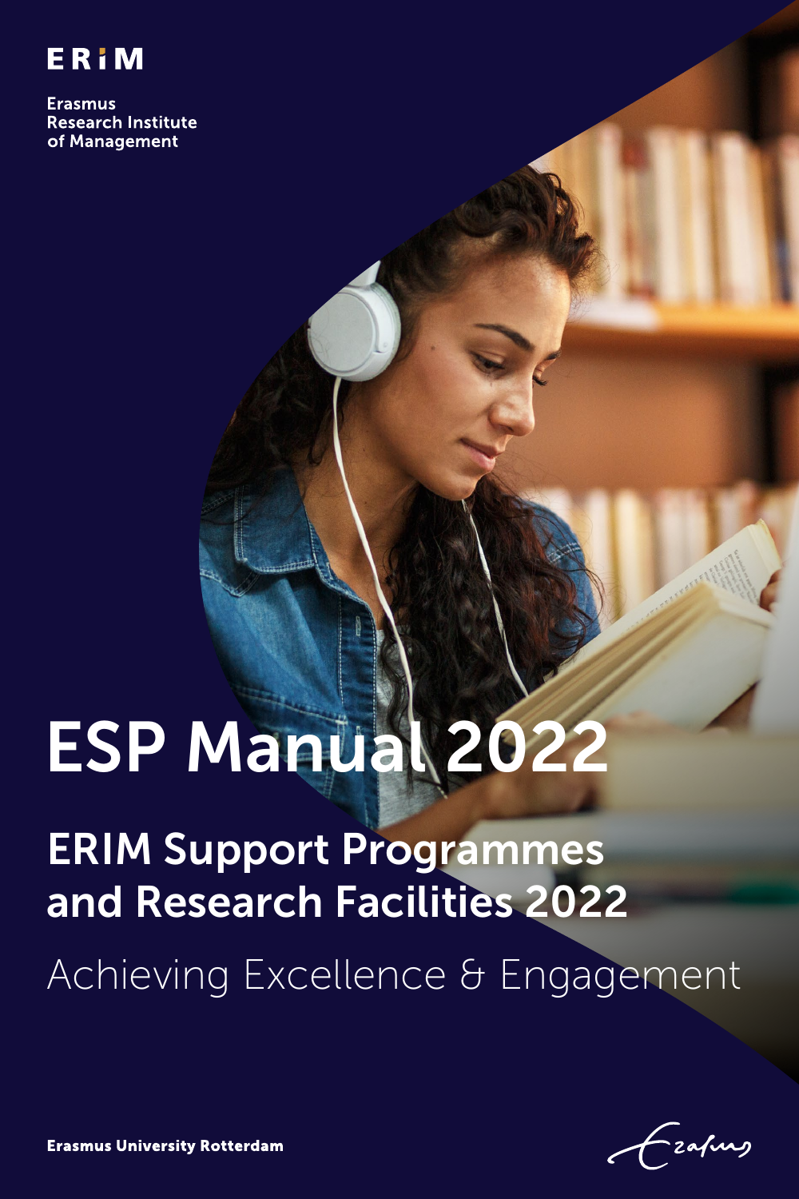ERiM

Erasmus
Research Institute
of Management

# ESP Manual 2022

## ERIM Support Programmes and Research Facilities 2022

Achieving Excellence & Engagement

Erasmus University Rotterdam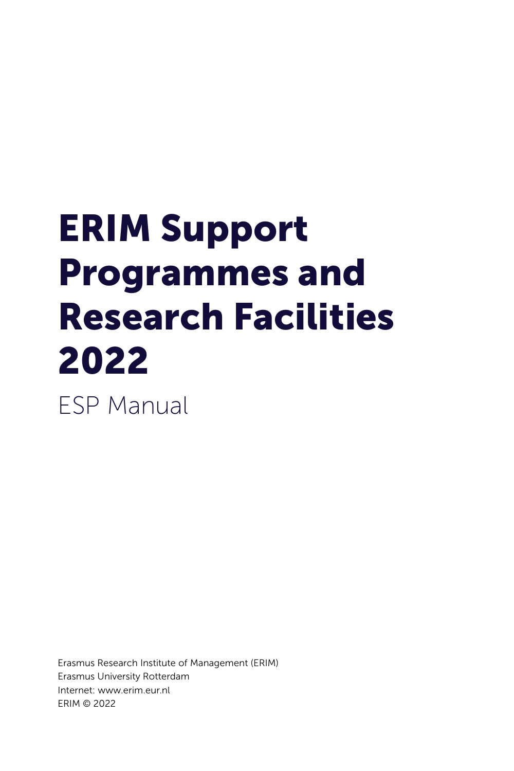# ERIM Support Programmes and Research Facilities 2022

ESP Manual

Erasmus Research Institute of Management (ERIM)
Erasmus University Rotterdam
Internet: www.erim.eur.nl
ERIM © 2022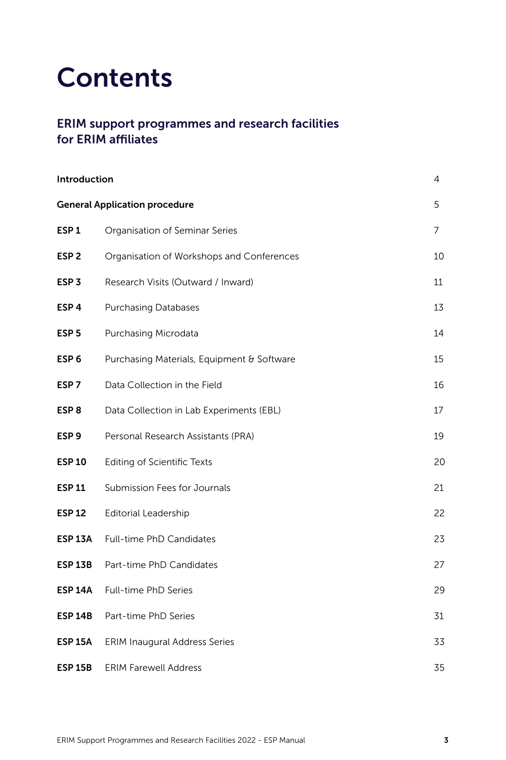# Contents

## ERIM support programmes and research facilities for ERIM affiliates

| | | |
|---|---|---|
| **Introduction** | | 4 |
| **General Application procedure** | | 5 |
| **ESP 1** | Organisation of Seminar Series | 7 |
| **ESP 2** | Organisation of Workshops and Conferences | 10 |
| **ESP 3** | Research Visits (Outward / Inward) | 11 |
| **ESP 4** | Purchasing Databases | 13 |
| **ESP 5** | Purchasing Microdata | 14 |
| **ESP 6** | Purchasing Materials, Equipment & Software | 15 |
| **ESP 7** | Data Collection in the Field | 16 |
| **ESP 8** | Data Collection in Lab Experiments (EBL) | 17 |
| **ESP 9** | Personal Research Assistants (PRA) | 19 |
| **ESP 10** | Editing of Scientific Texts | 20 |
| **ESP 11** | Submission Fees for Journals | 21 |
| **ESP 12** | Editorial Leadership | 22 |
| **ESP 13A** | Full-time PhD Candidates | 23 |
| **ESP 13B** | Part-time PhD Candidates | 27 |
| **ESP 14A** | Full-time PhD Series | 29 |
| **ESP 14B** | Part-time PhD Series | 31 |
| **ESP 15A** | ERIM Inaugural Address Series | 33 |
| **ESP 15B** | ERIM Farewell Address | 35 |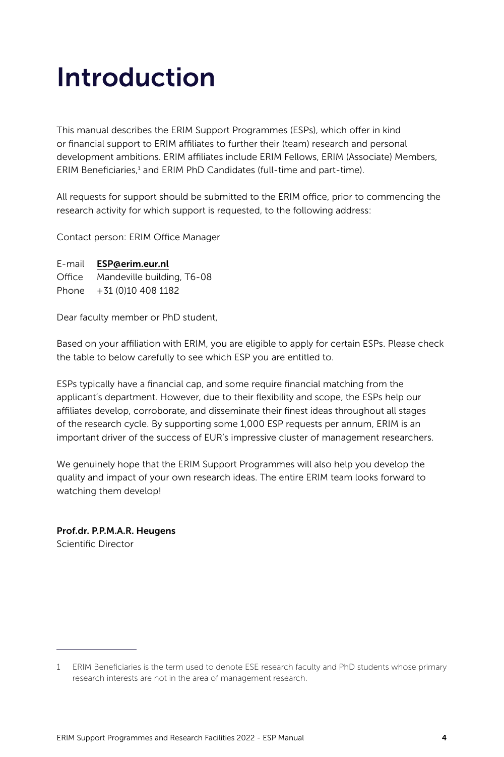# Introduction

This manual describes the ERIM Support Programmes (ESPs), which offer in kind or financial support to ERIM affiliates to further their (team) research and personal development ambitions. ERIM affiliates include ERIM Fellows, ERIM (Associate) Members, ERIM Beneficiaries,[1] and ERIM PhD Candidates (full-time and part-time).

All requests for support should be submitted to the ERIM office, prior to commencing the research activity for which support is requested, to the following address:

Contact person: ERIM Office Manager

E-mail **ESP@erim.eur.nl**
Office Mandeville building, T6-08
Phone +31 (0)10 408 1182

Dear faculty member or PhD student,

Based on your affiliation with ERIM, you are eligible to apply for certain ESPs. Please check the table to below carefully to see which ESP you are entitled to.

ESPs typically have a financial cap, and some require financial matching from the applicant's department. However, due to their flexibility and scope, the ESPs help our affiliates develop, corroborate, and disseminate their finest ideas throughout all stages of the research cycle. By supporting some 1,000 ESP requests per annum, ERIM is an important driver of the success of EUR's impressive cluster of management researchers.

We genuinely hope that the ERIM Support Programmes will also help you develop the quality and impact of your own research ideas. The entire ERIM team looks forward to watching them develop!

**Prof.dr. P.P.M.A.R. Heugens**
Scientific Director

---

1 ERIM Beneficiaries is the term used to denote ESE research faculty and PhD students whose primary research interests are not in the area of management research.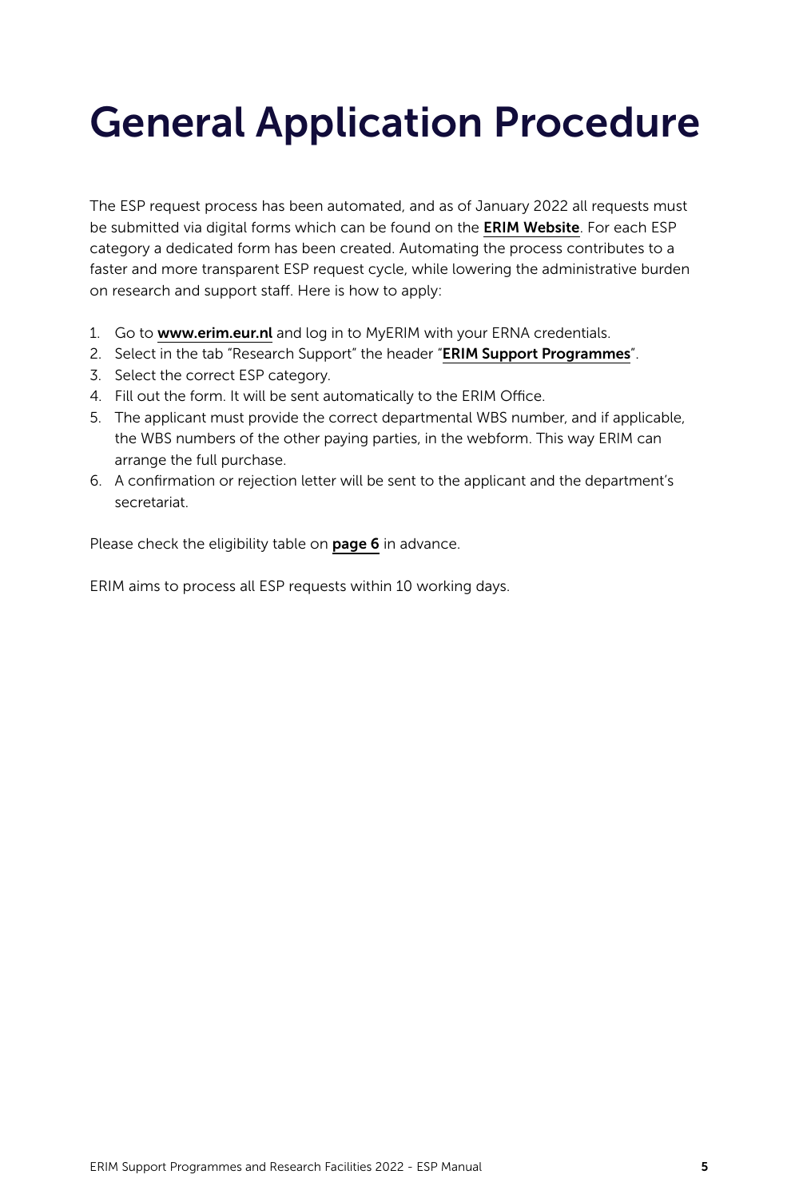# General Application Procedure

The ESP request process has been automated, and as of January 2022 all requests must be submitted via digital forms which can be found on the **ERIM Website**. For each ESP category a dedicated form has been created. Automating the process contributes to a faster and more transparent ESP request cycle, while lowering the administrative burden on research and support staff. Here is how to apply:

1. Go to **www.erim.eur.nl** and log in to MyERIM with your ERNA credentials.
2. Select in the tab "Research Support" the header "**ERIM Support Programmes**".
3. Select the correct ESP category.
4. Fill out the form. It will be sent automatically to the ERIM Office.
5. The applicant must provide the correct departmental WBS number, and if applicable, the WBS numbers of the other paying parties, in the webform. This way ERIM can arrange the full purchase.
6. A confirmation or rejection letter will be sent to the applicant and the department's secretariat.

Please check the eligibility table on **page 6** in advance.

ERIM aims to process all ESP requests within 10 working days.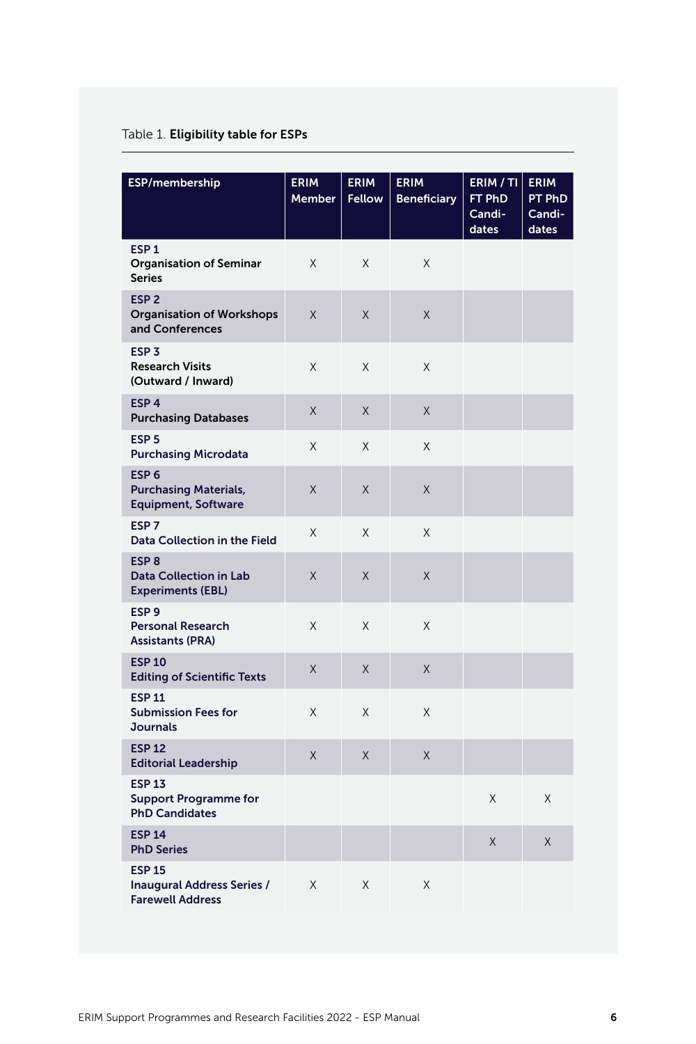Table 1. **Eligibility table for ESPs**

| ESP/membership | ERIM Member | ERIM Fellow | ERIM Beneficiary | ERIM / TI FT PhD Candidates | ERIM PT PhD Candidates |
|---|---|---|---|---|---|
| **ESP 1** **Organisation of Seminar Series** | X | X | X | | |
| **ESP 2** **Organisation of Workshops and Conferences** | X | X | X | | |
| **ESP 3** **Research Visits (Outward / Inward)** | X | X | X | | |
| **ESP 4** **Purchasing Databases** | X | X | X | | |
| **ESP 5** **Purchasing Microdata** | X | X | X | | |
| **ESP 6** **Purchasing Materials, Equipment, Software** | X | X | X | | |
| **ESP 7** **Data Collection in the Field** | X | X | X | | |
| **ESP 8** **Data Collection in Lab Experiments (EBL)** | X | X | X | | |
| **ESP 9** **Personal Research Assistants (PRA)** | X | X | X | | |
| **ESP 10** **Editing of Scientific Texts** | X | X | X | | |
| **ESP 11** **Submission Fees for Journals** | X | X | X | | |
| **ESP 12** **Editorial Leadership** | X | X | X | | |
| **ESP 13** **Support Programme for PhD Candidates** | | | | X | X |
| **ESP 14** **PhD Series** | | | | X | X |
| **ESP 15** **Inaugural Address Series / Farewell Address** | X | X | X | | |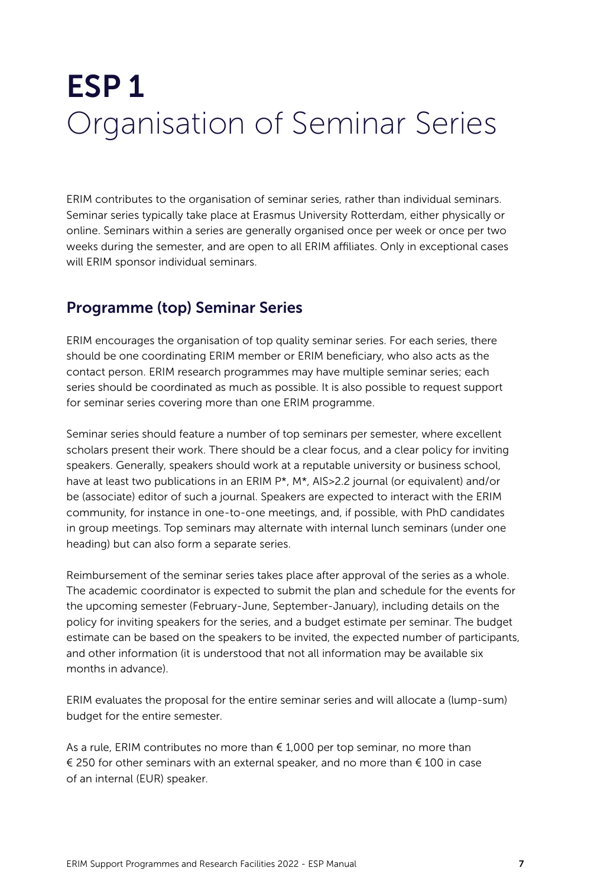# ESP 1
# Organisation of Seminar Series

ERIM contributes to the organisation of seminar series, rather than individual seminars. Seminar series typically take place at Erasmus University Rotterdam, either physically or online. Seminars within a series are generally organised once per week or once per two weeks during the semester, and are open to all ERIM affiliates. Only in exceptional cases will ERIM sponsor individual seminars.

## Programme (top) Seminar Series

ERIM encourages the organisation of top quality seminar series. For each series, there should be one coordinating ERIM member or ERIM beneficiary, who also acts as the contact person. ERIM research programmes may have multiple seminar series; each series should be coordinated as much as possible. It is also possible to request support for seminar series covering more than one ERIM programme.

Seminar series should feature a number of top seminars per semester, where excellent scholars present their work. There should be a clear focus, and a clear policy for inviting speakers. Generally, speakers should work at a reputable university or business school, have at least two publications in an ERIM P*, M*, AIS>2.2 journal (or equivalent) and/or be (associate) editor of such a journal. Speakers are expected to interact with the ERIM community, for instance in one-to-one meetings, and, if possible, with PhD candidates in group meetings. Top seminars may alternate with internal lunch seminars (under one heading) but can also form a separate series.

Reimbursement of the seminar series takes place after approval of the series as a whole. The academic coordinator is expected to submit the plan and schedule for the events for the upcoming semester (February-June, September-January), including details on the policy for inviting speakers for the series, and a budget estimate per seminar. The budget estimate can be based on the speakers to be invited, the expected number of participants, and other information (it is understood that not all information may be available six months in advance).

ERIM evaluates the proposal for the entire seminar series and will allocate a (lump-sum) budget for the entire semester.

As a rule, ERIM contributes no more than € 1,000 per top seminar, no more than € 250 for other seminars with an external speaker, and no more than € 100 in case of an internal (EUR) speaker.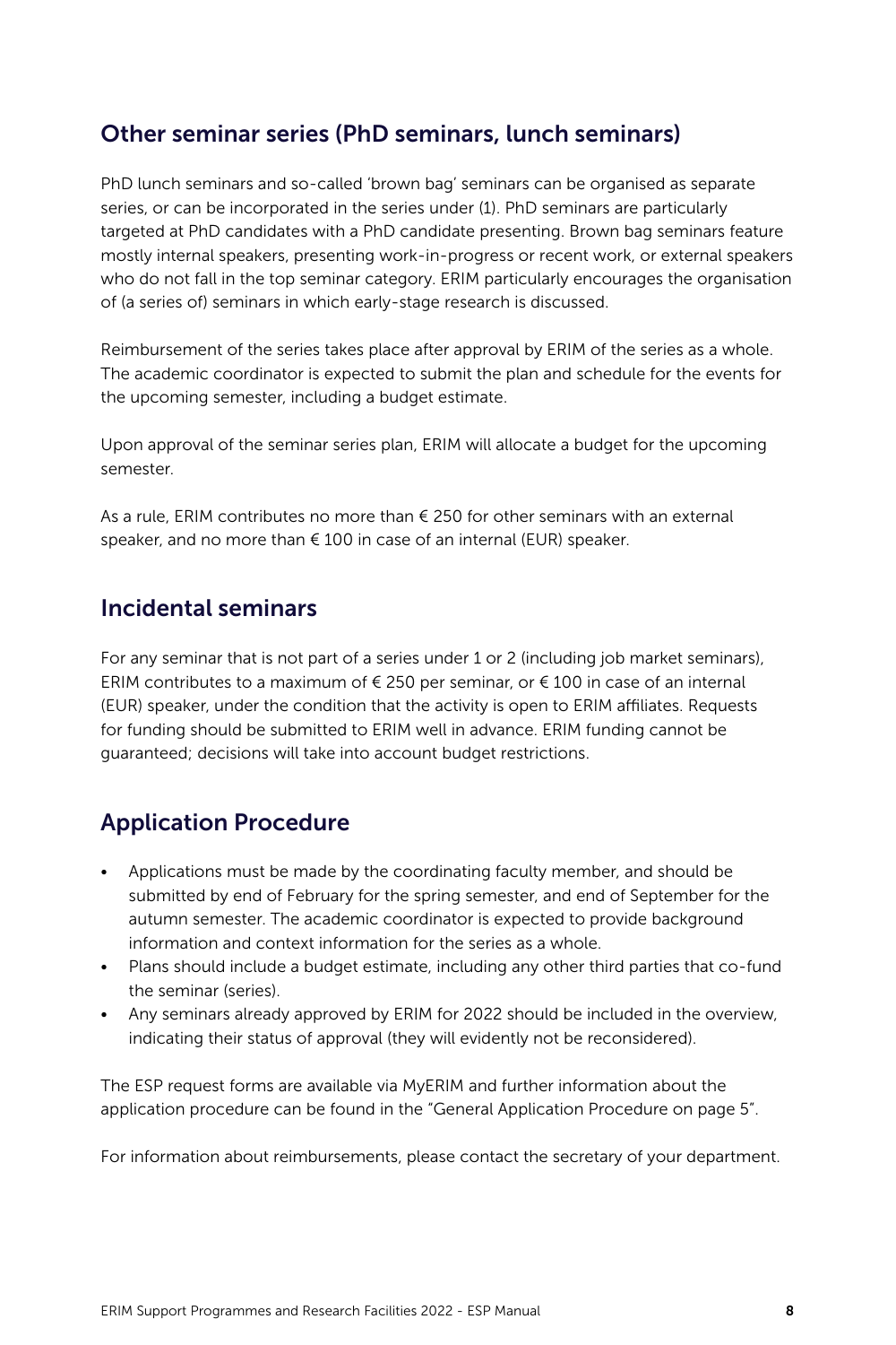## Other seminar series (PhD seminars, lunch seminars)

PhD lunch seminars and so-called 'brown bag' seminars can be organised as separate series, or can be incorporated in the series under (1). PhD seminars are particularly targeted at PhD candidates with a PhD candidate presenting. Brown bag seminars feature mostly internal speakers, presenting work-in-progress or recent work, or external speakers who do not fall in the top seminar category. ERIM particularly encourages the organisation of (a series of) seminars in which early-stage research is discussed.

Reimbursement of the series takes place after approval by ERIM of the series as a whole. The academic coordinator is expected to submit the plan and schedule for the events for the upcoming semester, including a budget estimate.

Upon approval of the seminar series plan, ERIM will allocate a budget for the upcoming semester.

As a rule, ERIM contributes no more than € 250 for other seminars with an external speaker, and no more than € 100 in case of an internal (EUR) speaker.

## Incidental seminars

For any seminar that is not part of a series under 1 or 2 (including job market seminars), ERIM contributes to a maximum of € 250 per seminar, or € 100 in case of an internal (EUR) speaker, under the condition that the activity is open to ERIM affiliates. Requests for funding should be submitted to ERIM well in advance. ERIM funding cannot be guaranteed; decisions will take into account budget restrictions.

## Application Procedure

- Applications must be made by the coordinating faculty member, and should be submitted by end of February for the spring semester, and end of September for the autumn semester. The academic coordinator is expected to provide background information and context information for the series as a whole.
- Plans should include a budget estimate, including any other third parties that co-fund the seminar (series).
- Any seminars already approved by ERIM for 2022 should be included in the overview, indicating their status of approval (they will evidently not be reconsidered).

The ESP request forms are available via MyERIM and further information about the application procedure can be found in the "General Application Procedure on page 5".

For information about reimbursements, please contact the secretary of your department.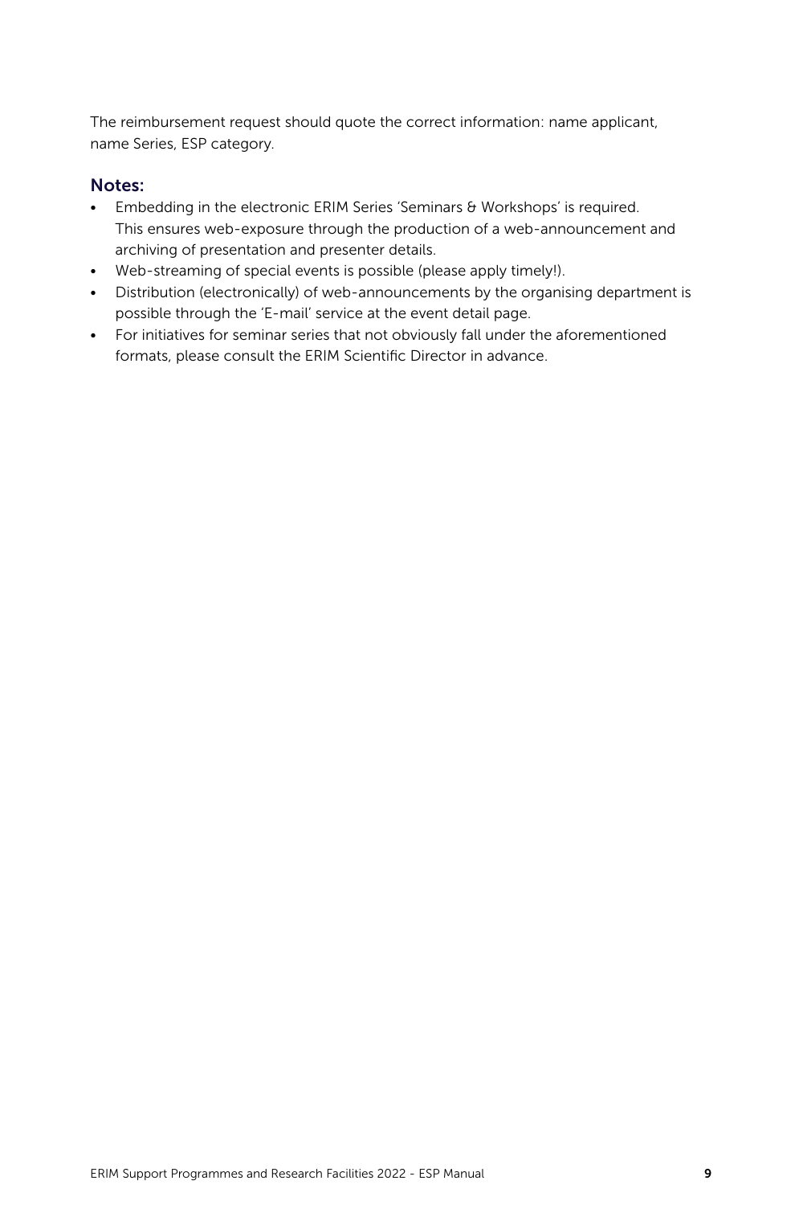The reimbursement request should quote the correct information: name applicant, name Series, ESP category.

## Notes:

- Embedding in the electronic ERIM Series 'Seminars & Workshops' is required. This ensures web-exposure through the production of a web-announcement and archiving of presentation and presenter details.
- Web-streaming of special events is possible (please apply timely!).
- Distribution (electronically) of web-announcements by the organising department is possible through the 'E-mail' service at the event detail page.
- For initiatives for seminar series that not obviously fall under the aforementioned formats, please consult the ERIM Scientific Director in advance.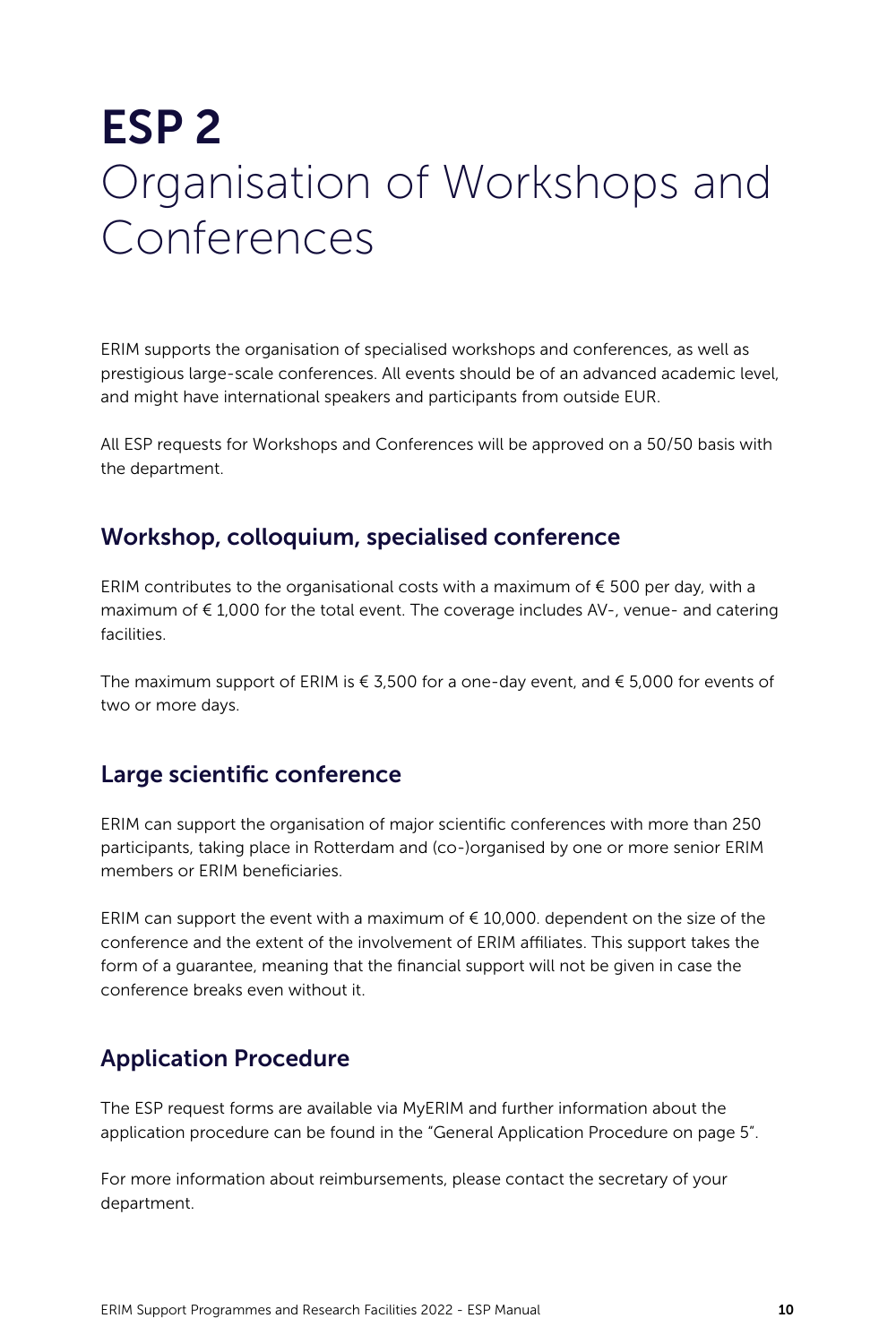# ESP 2
# Organisation of Workshops and Conferences

ERIM supports the organisation of specialised workshops and conferences, as well as prestigious large-scale conferences. All events should be of an advanced academic level, and might have international speakers and participants from outside EUR.

All ESP requests for Workshops and Conferences will be approved on a 50/50 basis with the department.

## Workshop, colloquium, specialised conference

ERIM contributes to the organisational costs with a maximum of € 500 per day, with a maximum of € 1,000 for the total event. The coverage includes AV-, venue- and catering facilities.

The maximum support of ERIM is € 3,500 for a one-day event, and € 5,000 for events of two or more days.

## Large scientific conference

ERIM can support the organisation of major scientific conferences with more than 250 participants, taking place in Rotterdam and (co-)organised by one or more senior ERIM members or ERIM beneficiaries.

ERIM can support the event with a maximum of € 10,000. dependent on the size of the conference and the extent of the involvement of ERIM affiliates. This support takes the form of a guarantee, meaning that the financial support will not be given in case the conference breaks even without it.

## Application Procedure

The ESP request forms are available via MyERIM and further information about the application procedure can be found in the "General Application Procedure on page 5".

For more information about reimbursements, please contact the secretary of your department.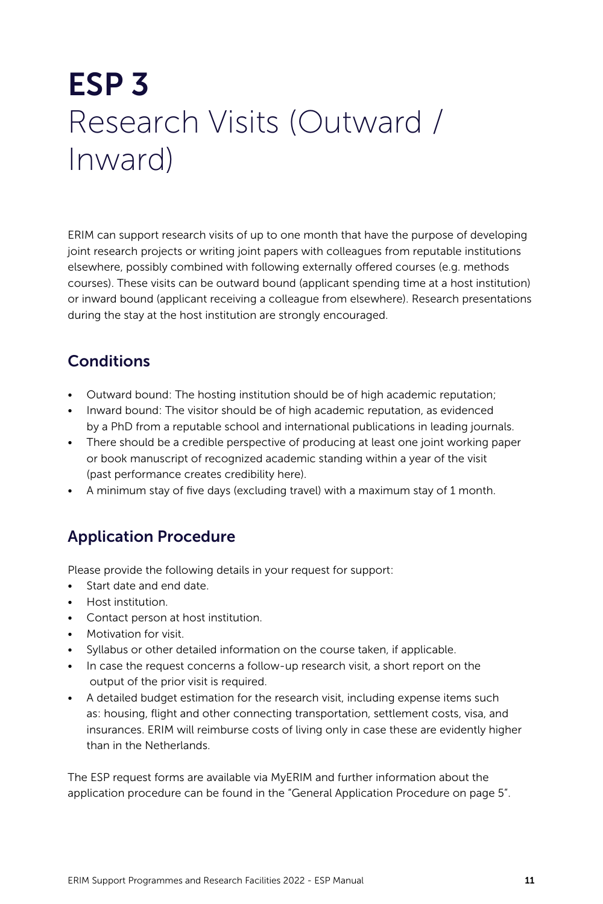# ESP 3 Research Visits (Outward / Inward)

ERIM can support research visits of up to one month that have the purpose of developing joint research projects or writing joint papers with colleagues from reputable institutions elsewhere, possibly combined with following externally offered courses (e.g. methods courses). These visits can be outward bound (applicant spending time at a host institution) or inward bound (applicant receiving a colleague from elsewhere). Research presentations during the stay at the host institution are strongly encouraged.

## Conditions

- Outward bound: The hosting institution should be of high academic reputation;
- Inward bound: The visitor should be of high academic reputation, as evidenced by a PhD from a reputable school and international publications in leading journals.
- There should be a credible perspective of producing at least one joint working paper or book manuscript of recognized academic standing within a year of the visit (past performance creates credibility here).
- A minimum stay of five days (excluding travel) with a maximum stay of 1 month.

## Application Procedure

Please provide the following details in your request for support:

- Start date and end date.
- Host institution.
- Contact person at host institution.
- Motivation for visit.
- Syllabus or other detailed information on the course taken, if applicable.
- In case the request concerns a follow-up research visit, a short report on the output of the prior visit is required.
- A detailed budget estimation for the research visit, including expense items such as: housing, flight and other connecting transportation, settlement costs, visa, and insurances. ERIM will reimburse costs of living only in case these are evidently higher than in the Netherlands.

The ESP request forms are available via MyERIM and further information about the application procedure can be found in the "General Application Procedure on page 5".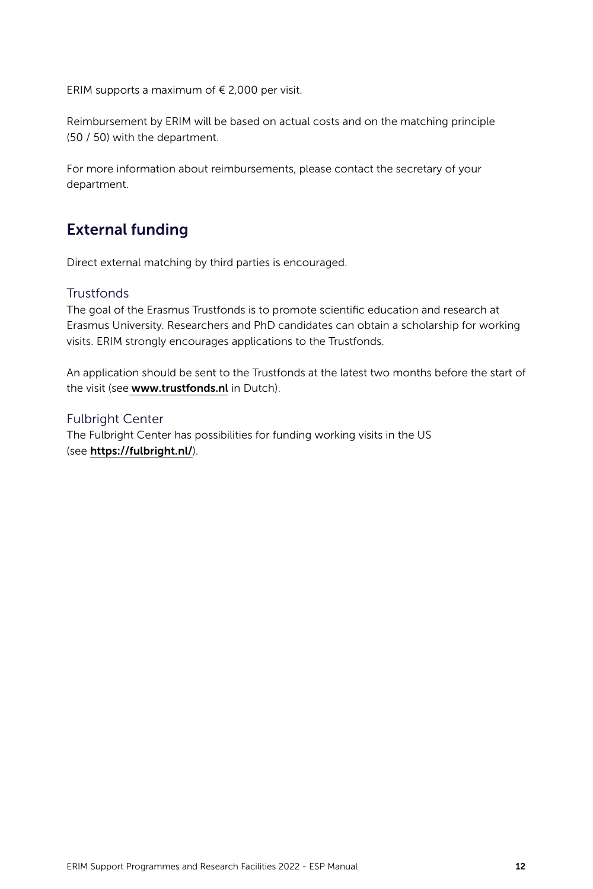ERIM supports a maximum of € 2,000 per visit.

Reimbursement by ERIM will be based on actual costs and on the matching principle (50 / 50) with the department.

For more information about reimbursements, please contact the secretary of your department.

## External funding

Direct external matching by third parties is encouraged.

### Trustfonds

The goal of the Erasmus Trustfonds is to promote scientific education and research at Erasmus University. Researchers and PhD candidates can obtain a scholarship for working visits. ERIM strongly encourages applications to the Trustfonds.

An application should be sent to the Trustfonds at the latest two months before the start of the visit (see **www.trustfonds.nl** in Dutch).

### Fulbright Center

The Fulbright Center has possibilities for funding working visits in the US (see **https://fulbright.nl/**).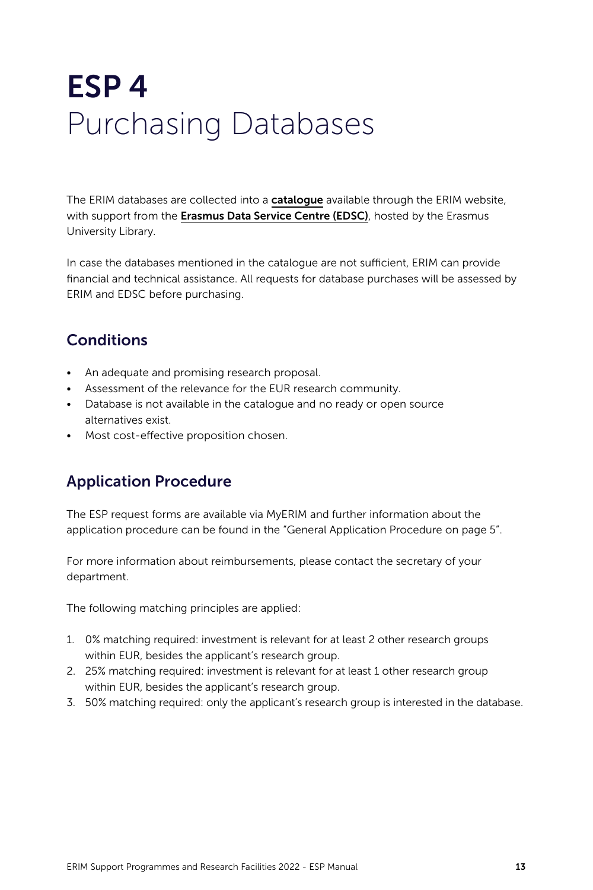# ESP 4
Purchasing Databases

The ERIM databases are collected into a **catalogue** available through the ERIM website, with support from the **Erasmus Data Service Centre (EDSC)**, hosted by the Erasmus University Library.

In case the databases mentioned in the catalogue are not sufficient, ERIM can provide financial and technical assistance. All requests for database purchases will be assessed by ERIM and EDSC before purchasing.

## Conditions

- An adequate and promising research proposal.
- Assessment of the relevance for the EUR research community.
- Database is not available in the catalogue and no ready or open source alternatives exist.
- Most cost-effective proposition chosen.

## Application Procedure

The ESP request forms are available via MyERIM and further information about the application procedure can be found in the "General Application Procedure on page 5".

For more information about reimbursements, please contact the secretary of your department.

The following matching principles are applied:

1. 0% matching required: investment is relevant for at least 2 other research groups within EUR, besides the applicant's research group.
2. 25% matching required: investment is relevant for at least 1 other research group within EUR, besides the applicant's research group.
3. 50% matching required: only the applicant's research group is interested in the database.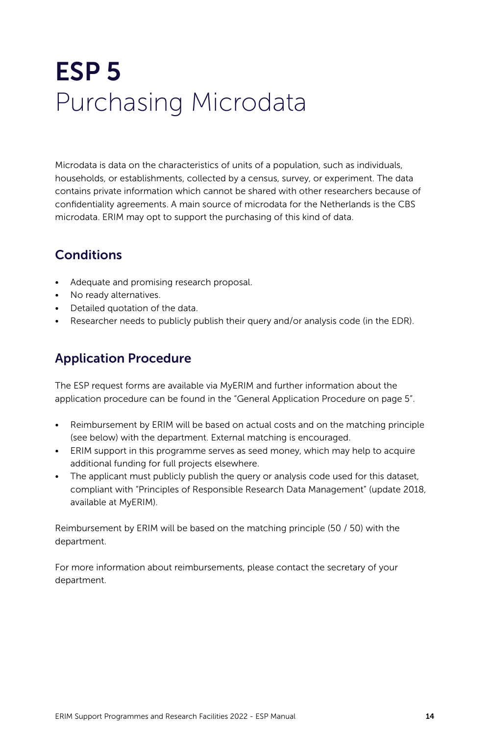# ESP 5 Purchasing Microdata

Microdata is data on the characteristics of units of a population, such as individuals, households, or establishments, collected by a census, survey, or experiment. The data contains private information which cannot be shared with other researchers because of confidentiality agreements. A main source of microdata for the Netherlands is the CBS microdata. ERIM may opt to support the purchasing of this kind of data.

## Conditions

- Adequate and promising research proposal.
- No ready alternatives.
- Detailed quotation of the data.
- Researcher needs to publicly publish their query and/or analysis code (in the EDR).

## Application Procedure

The ESP request forms are available via MyERIM and further information about the application procedure can be found in the "General Application Procedure on page 5".

- Reimbursement by ERIM will be based on actual costs and on the matching principle (see below) with the department. External matching is encouraged.
- ERIM support in this programme serves as seed money, which may help to acquire additional funding for full projects elsewhere.
- The applicant must publicly publish the query or analysis code used for this dataset, compliant with "Principles of Responsible Research Data Management" (update 2018, available at MyERIM).

Reimbursement by ERIM will be based on the matching principle (50 / 50) with the department.

For more information about reimbursements, please contact the secretary of your department.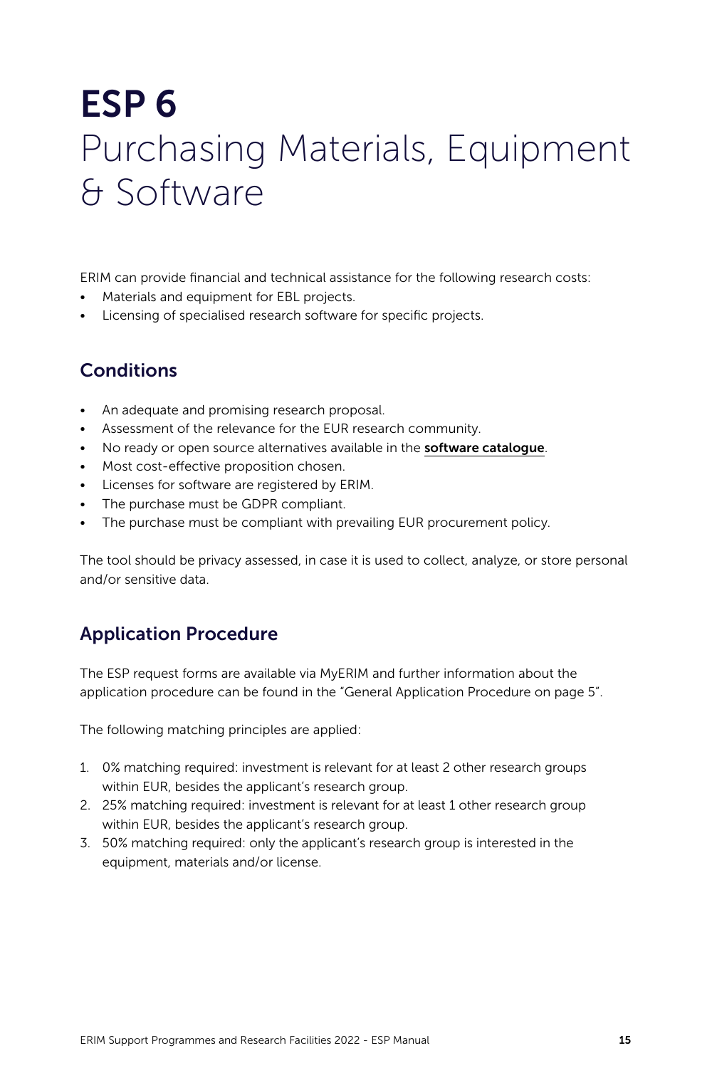# ESP 6
# Purchasing Materials, Equipment & Software

ERIM can provide financial and technical assistance for the following research costs:

- Materials and equipment for EBL projects.
- Licensing of specialised research software for specific projects.

## Conditions

- An adequate and promising research proposal.
- Assessment of the relevance for the EUR research community.
- No ready or open source alternatives available in the **software catalogue**.
- Most cost-effective proposition chosen.
- Licenses for software are registered by ERIM.
- The purchase must be GDPR compliant.
- The purchase must be compliant with prevailing EUR procurement policy.

The tool should be privacy assessed, in case it is used to collect, analyze, or store personal and/or sensitive data.

## Application Procedure

The ESP request forms are available via MyERIM and further information about the application procedure can be found in the "General Application Procedure on page 5".

The following matching principles are applied:

1. 0% matching required: investment is relevant for at least 2 other research groups within EUR, besides the applicant's research group.
2. 25% matching required: investment is relevant for at least 1 other research group within EUR, besides the applicant's research group.
3. 50% matching required: only the applicant's research group is interested in the equipment, materials and/or license.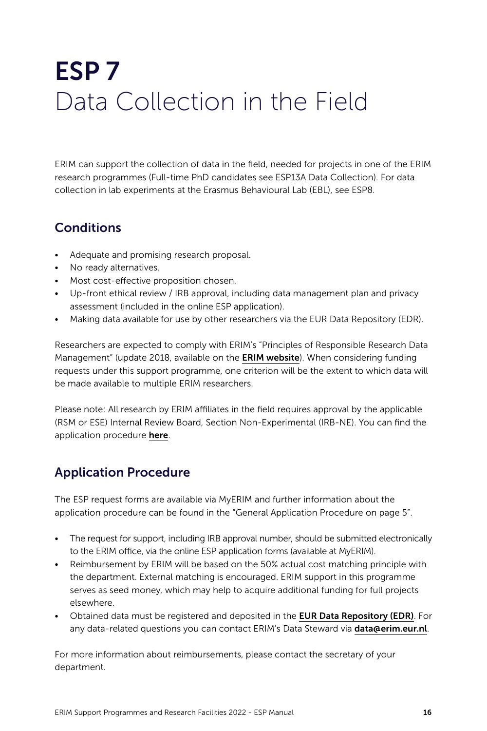# ESP 7
Data Collection in the Field

ERIM can support the collection of data in the field, needed for projects in one of the ERIM research programmes (Full-time PhD candidates see ESP13A Data Collection). For data collection in lab experiments at the Erasmus Behavioural Lab (EBL), see ESP8.

## Conditions

- Adequate and promising research proposal.
- No ready alternatives.
- Most cost-effective proposition chosen.
- Up-front ethical review / IRB approval, including data management plan and privacy assessment (included in the online ESP application).
- Making data available for use by other researchers via the EUR Data Repository (EDR).

Researchers are expected to comply with ERIM's "Principles of Responsible Research Data Management" (update 2018, available on the **ERIM website**). When considering funding requests under this support programme, one criterion will be the extent to which data will be made available to multiple ERIM researchers.

Please note: All research by ERIM affiliates in the field requires approval by the applicable (RSM or ESE) Internal Review Board, Section Non-Experimental (IRB-NE). You can find the application procedure **here**.

## Application Procedure

The ESP request forms are available via MyERIM and further information about the application procedure can be found in the "General Application Procedure on page 5".

- The request for support, including IRB approval number, should be submitted electronically to the ERIM office, via the online ESP application forms (available at MyERIM).
- Reimbursement by ERIM will be based on the 50% actual cost matching principle with the department. External matching is encouraged. ERIM support in this programme serves as seed money, which may help to acquire additional funding for full projects elsewhere.
- Obtained data must be registered and deposited in the **EUR Data Repository (EDR)**. For any data-related questions you can contact ERIM's Data Steward via **data@erim.eur.nl**.

For more information about reimbursements, please contact the secretary of your department.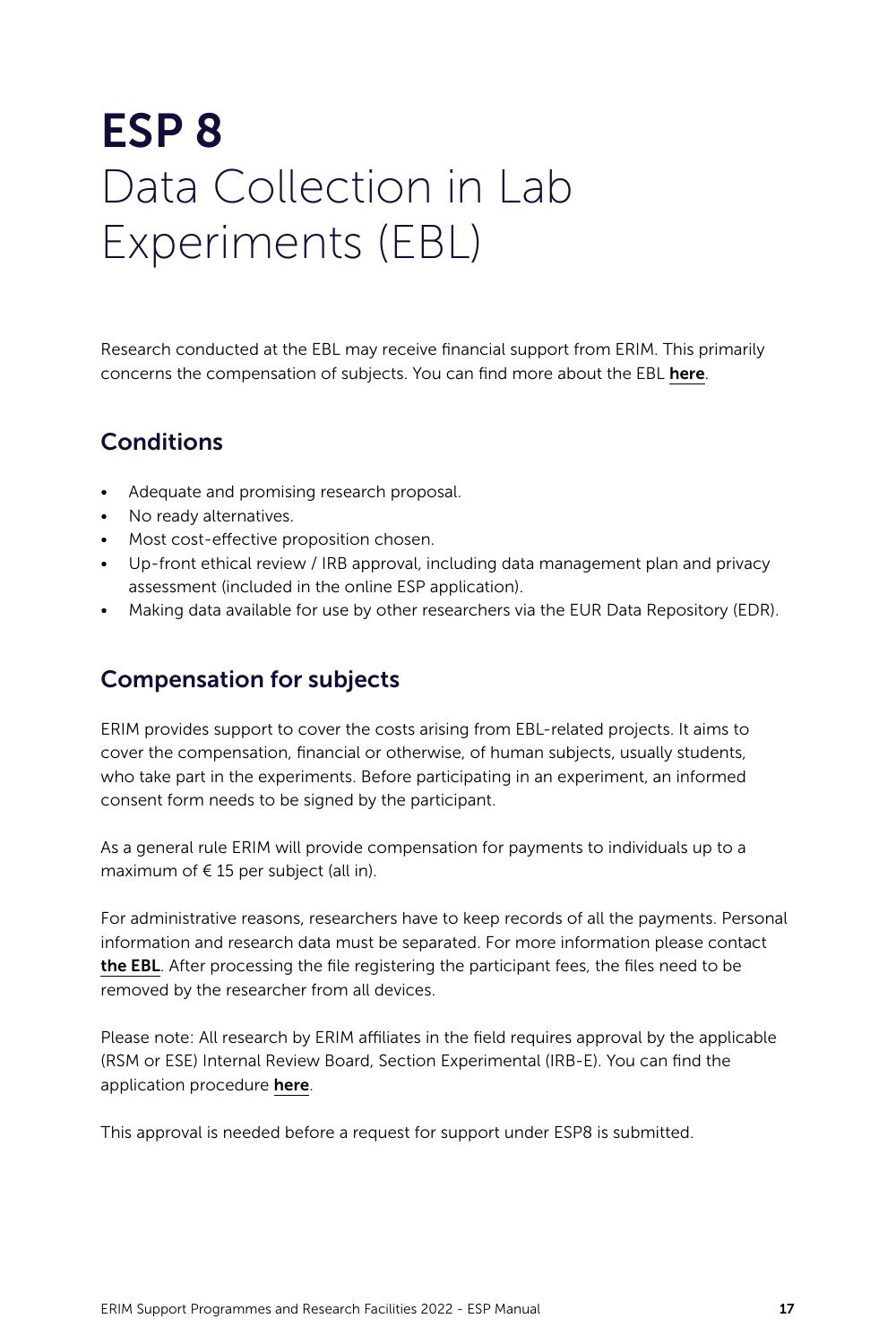# ESP 8
Data Collection in Lab Experiments (EBL)

Research conducted at the EBL may receive financial support from ERIM. This primarily concerns the compensation of subjects. You can find more about the EBL **here**.

## Conditions

- Adequate and promising research proposal.
- No ready alternatives.
- Most cost-effective proposition chosen.
- Up-front ethical review / IRB approval, including data management plan and privacy assessment (included in the online ESP application).
- Making data available for use by other researchers via the EUR Data Repository (EDR).

## Compensation for subjects

ERIM provides support to cover the costs arising from EBL-related projects. It aims to cover the compensation, financial or otherwise, of human subjects, usually students, who take part in the experiments. Before participating in an experiment, an informed consent form needs to be signed by the participant.

As a general rule ERIM will provide compensation for payments to individuals up to a maximum of € 15 per subject (all in).

For administrative reasons, researchers have to keep records of all the payments. Personal information and research data must be separated. For more information please contact **the EBL**. After processing the file registering the participant fees, the files need to be removed by the researcher from all devices.

Please note: All research by ERIM affiliates in the field requires approval by the applicable (RSM or ESE) Internal Review Board, Section Experimental (IRB-E). You can find the application procedure **here**.

This approval is needed before a request for support under ESP8 is submitted.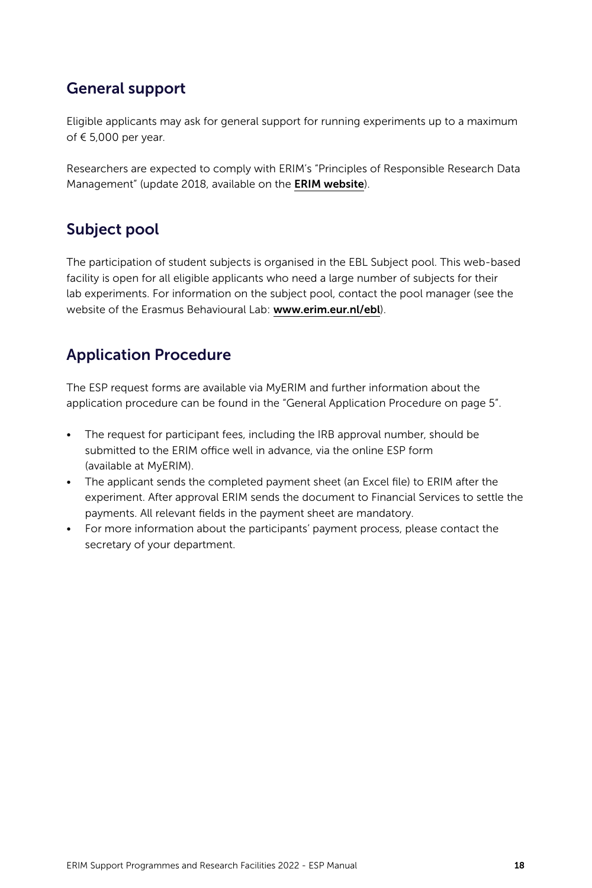## General support

Eligible applicants may ask for general support for running experiments up to a maximum of € 5,000 per year.

Researchers are expected to comply with ERIM's "Principles of Responsible Research Data Management" (update 2018, available on the **ERIM website**).

## Subject pool

The participation of student subjects is organised in the EBL Subject pool. This web-based facility is open for all eligible applicants who need a large number of subjects for their lab experiments. For information on the subject pool, contact the pool manager (see the website of the Erasmus Behavioural Lab: **www.erim.eur.nl/ebl**).

## Application Procedure

The ESP request forms are available via MyERIM and further information about the application procedure can be found in the "General Application Procedure on page 5".

- The request for participant fees, including the IRB approval number, should be submitted to the ERIM office well in advance, via the online ESP form (available at MyERIM).
- The applicant sends the completed payment sheet (an Excel file) to ERIM after the experiment. After approval ERIM sends the document to Financial Services to settle the payments. All relevant fields in the payment sheet are mandatory.
- For more information about the participants' payment process, please contact the secretary of your department.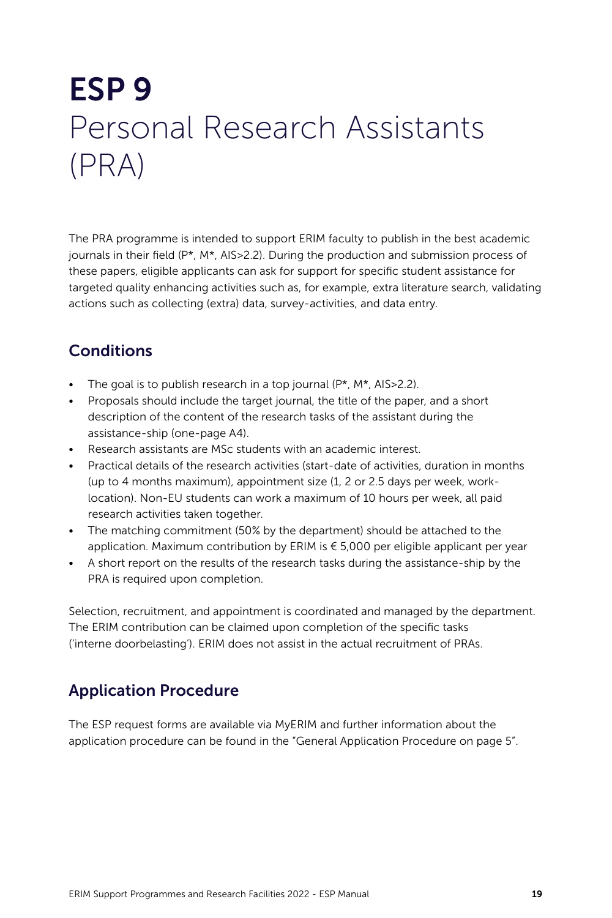# ESP 9
# Personal Research Assistants (PRA)

The PRA programme is intended to support ERIM faculty to publish in the best academic journals in their field (P*, M*, AIS>2.2). During the production and submission process of these papers, eligible applicants can ask for support for specific student assistance for targeted quality enhancing activities such as, for example, extra literature search, validating actions such as collecting (extra) data, survey-activities, and data entry.

## Conditions

- The goal is to publish research in a top journal (P*, M*, AIS>2.2).
- Proposals should include the target journal, the title of the paper, and a short description of the content of the research tasks of the assistant during the assistance-ship (one-page A4).
- Research assistants are MSc students with an academic interest.
- Practical details of the research activities (start-date of activities, duration in months (up to 4 months maximum), appointment size (1, 2 or 2.5 days per week, work-location). Non-EU students can work a maximum of 10 hours per week, all paid research activities taken together.
- The matching commitment (50% by the department) should be attached to the application. Maximum contribution by ERIM is € 5,000 per eligible applicant per year
- A short report on the results of the research tasks during the assistance-ship by the PRA is required upon completion.

Selection, recruitment, and appointment is coordinated and managed by the department. The ERIM contribution can be claimed upon completion of the specific tasks ('interne doorbelasting'). ERIM does not assist in the actual recruitment of PRAs.

## Application Procedure

The ESP request forms are available via MyERIM and further information about the application procedure can be found in the "General Application Procedure on page 5".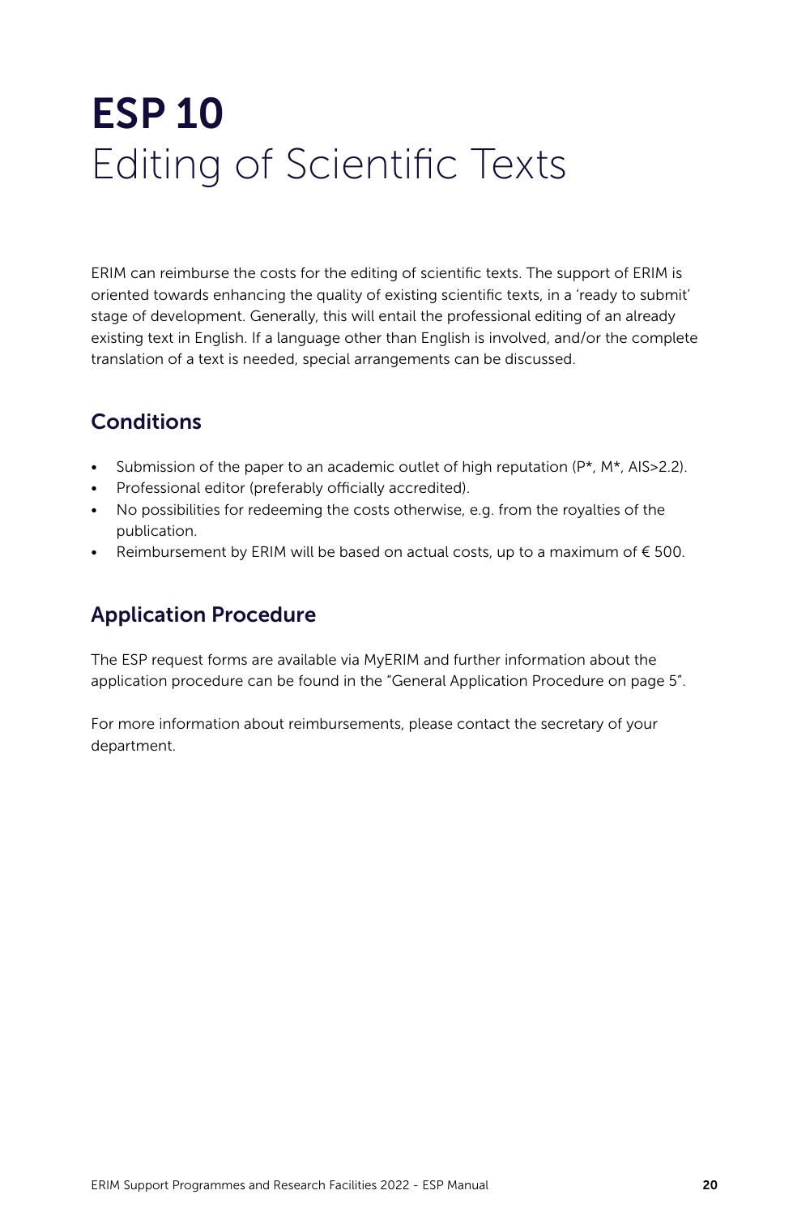# ESP 10
Editing of Scientific Texts

ERIM can reimburse the costs for the editing of scientific texts. The support of ERIM is oriented towards enhancing the quality of existing scientific texts, in a 'ready to submit' stage of development. Generally, this will entail the professional editing of an already existing text in English. If a language other than English is involved, and/or the complete translation of a text is needed, special arrangements can be discussed.

## Conditions

- Submission of the paper to an academic outlet of high reputation (P*, M*, AIS>2.2).
- Professional editor (preferably officially accredited).
- No possibilities for redeeming the costs otherwise, e.g. from the royalties of the publication.
- Reimbursement by ERIM will be based on actual costs, up to a maximum of € 500.

## Application Procedure

The ESP request forms are available via MyERIM and further information about the application procedure can be found in the "General Application Procedure on page 5".

For more information about reimbursements, please contact the secretary of your department.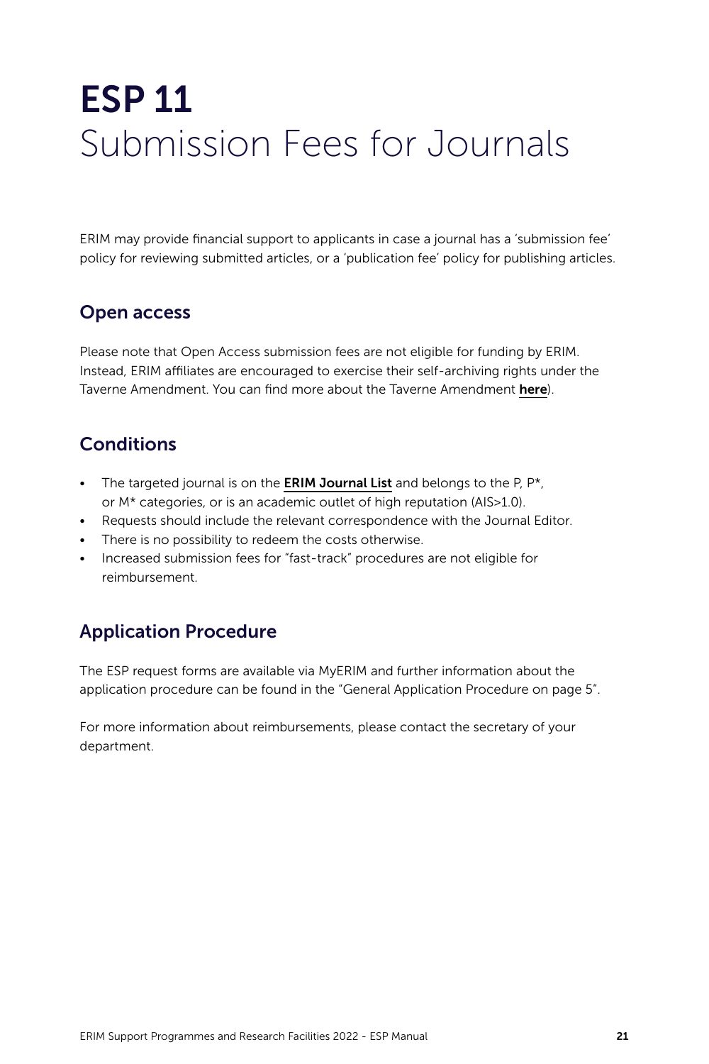# ESP 11
Submission Fees for Journals

ERIM may provide financial support to applicants in case a journal has a 'submission fee' policy for reviewing submitted articles, or a 'publication fee' policy for publishing articles.

## Open access

Please note that Open Access submission fees are not eligible for funding by ERIM. Instead, ERIM affiliates are encouraged to exercise their self-archiving rights under the Taverne Amendment. You can find more about the Taverne Amendment **here**).

## Conditions

- The targeted journal is on the **ERIM Journal List** and belongs to the P, P*, or M* categories, or is an academic outlet of high reputation (AIS>1.0).
- Requests should include the relevant correspondence with the Journal Editor.
- There is no possibility to redeem the costs otherwise.
- Increased submission fees for "fast-track" procedures are not eligible for reimbursement.

## Application Procedure

The ESP request forms are available via MyERIM and further information about the application procedure can be found in the "General Application Procedure on page 5".

For more information about reimbursements, please contact the secretary of your department.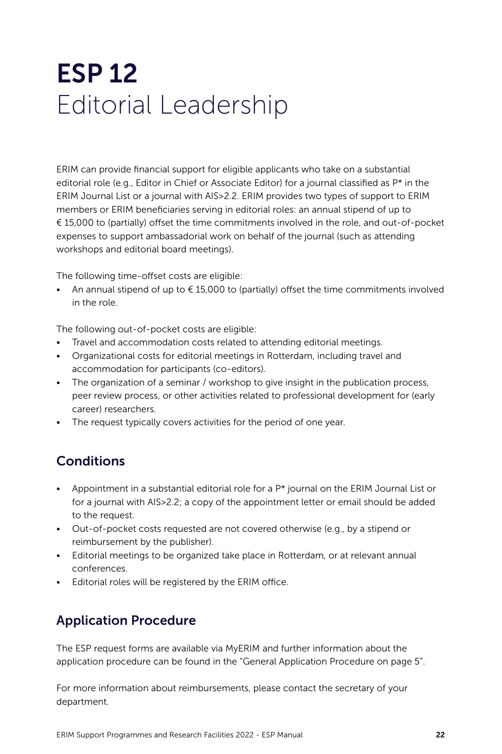# ESP 12
# Editorial Leadership

ERIM can provide financial support for eligible applicants who take on a substantial editorial role (e.g., Editor in Chief or Associate Editor) for a journal classified as P* in the ERIM Journal List or a journal with AIS>2.2. ERIM provides two types of support to ERIM members or ERIM beneficiaries serving in editorial roles: an annual stipend of up to € 15,000 to (partially) offset the time commitments involved in the role, and out-of-pocket expenses to support ambassadorial work on behalf of the journal (such as attending workshops and editorial board meetings).

The following time-offset costs are eligible:

- An annual stipend of up to € 15,000 to (partially) offset the time commitments involved in the role.

The following out-of-pocket costs are eligible:

- Travel and accommodation costs related to attending editorial meetings.
- Organizational costs for editorial meetings in Rotterdam, including travel and accommodation for participants (co-editors).
- The organization of a seminar / workshop to give insight in the publication process, peer review process, or other activities related to professional development for (early career) researchers.
- The request typically covers activities for the period of one year.

## Conditions

- Appointment in a substantial editorial role for a P* journal on the ERIM Journal List or for a journal with AIS>2.2; a copy of the appointment letter or email should be added to the request.
- Out-of-pocket costs requested are not covered otherwise (e.g., by a stipend or reimbursement by the publisher).
- Editorial meetings to be organized take place in Rotterdam, or at relevant annual conferences.
- Editorial roles will be registered by the ERIM office.

## Application Procedure

The ESP request forms are available via MyERIM and further information about the application procedure can be found in the "General Application Procedure on page 5".

For more information about reimbursements, please contact the secretary of your department.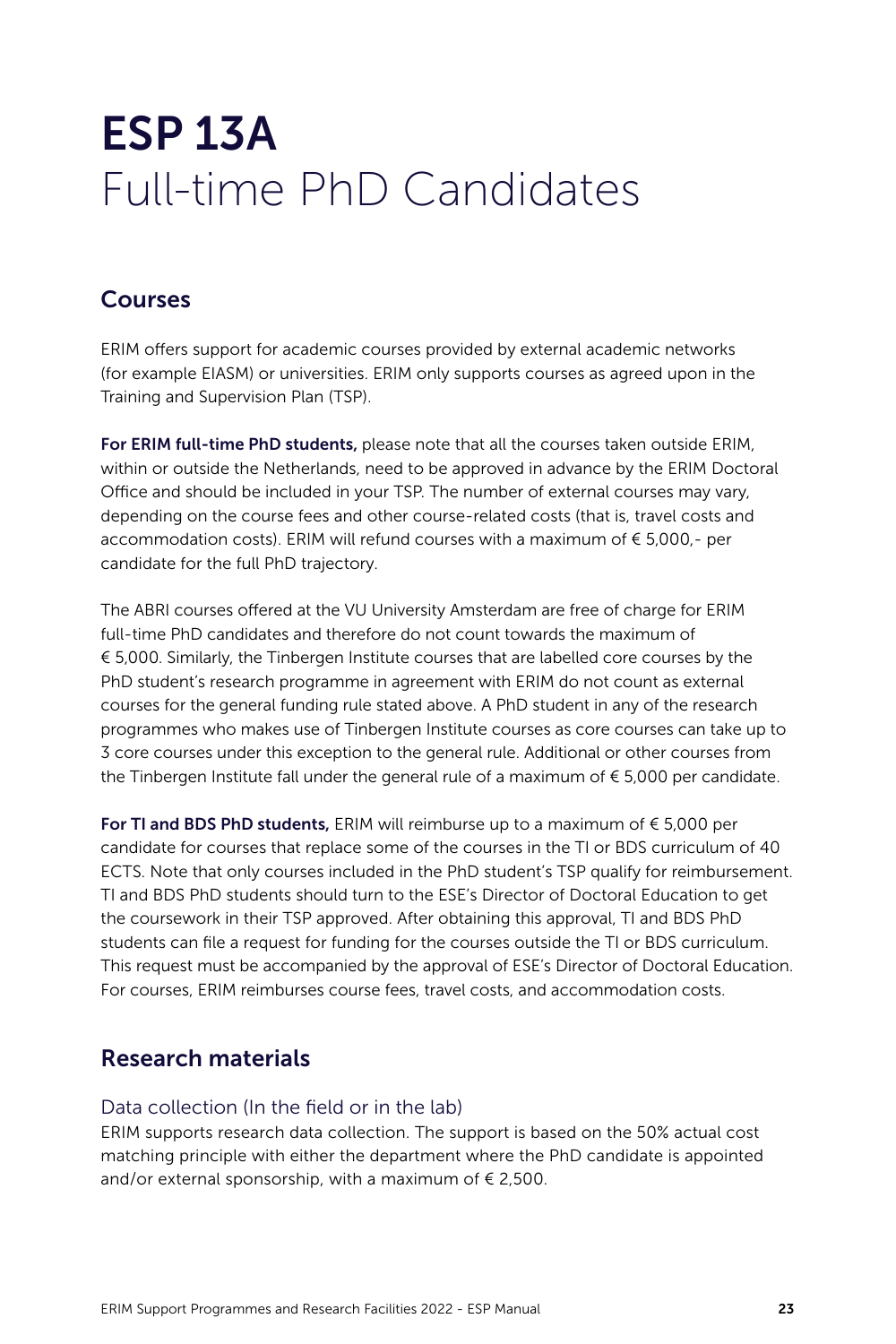# ESP 13A
Full-time PhD Candidates

## Courses

ERIM offers support for academic courses provided by external academic networks (for example EIASM) or universities. ERIM only supports courses as agreed upon in the Training and Supervision Plan (TSP).

**For ERIM full-time PhD students,** please note that all the courses taken outside ERIM, within or outside the Netherlands, need to be approved in advance by the ERIM Doctoral Office and should be included in your TSP. The number of external courses may vary, depending on the course fees and other course-related costs (that is, travel costs and accommodation costs). ERIM will refund courses with a maximum of € 5,000,- per candidate for the full PhD trajectory.

The ABRI courses offered at the VU University Amsterdam are free of charge for ERIM full-time PhD candidates and therefore do not count towards the maximum of € 5,000. Similarly, the Tinbergen Institute courses that are labelled core courses by the PhD student's research programme in agreement with ERIM do not count as external courses for the general funding rule stated above. A PhD student in any of the research programmes who makes use of Tinbergen Institute courses as core courses can take up to 3 core courses under this exception to the general rule. Additional or other courses from the Tinbergen Institute fall under the general rule of a maximum of € 5,000 per candidate.

**For TI and BDS PhD students,** ERIM will reimburse up to a maximum of € 5,000 per candidate for courses that replace some of the courses in the TI or BDS curriculum of 40 ECTS. Note that only courses included in the PhD student's TSP qualify for reimbursement. TI and BDS PhD students should turn to the ESE's Director of Doctoral Education to get the coursework in their TSP approved. After obtaining this approval, TI and BDS PhD students can file a request for funding for the courses outside the TI or BDS curriculum. This request must be accompanied by the approval of ESE's Director of Doctoral Education. For courses, ERIM reimburses course fees, travel costs, and accommodation costs.

## Research materials

### Data collection (In the field or in the lab)

ERIM supports research data collection. The support is based on the 50% actual cost matching principle with either the department where the PhD candidate is appointed and/or external sponsorship, with a maximum of € 2,500.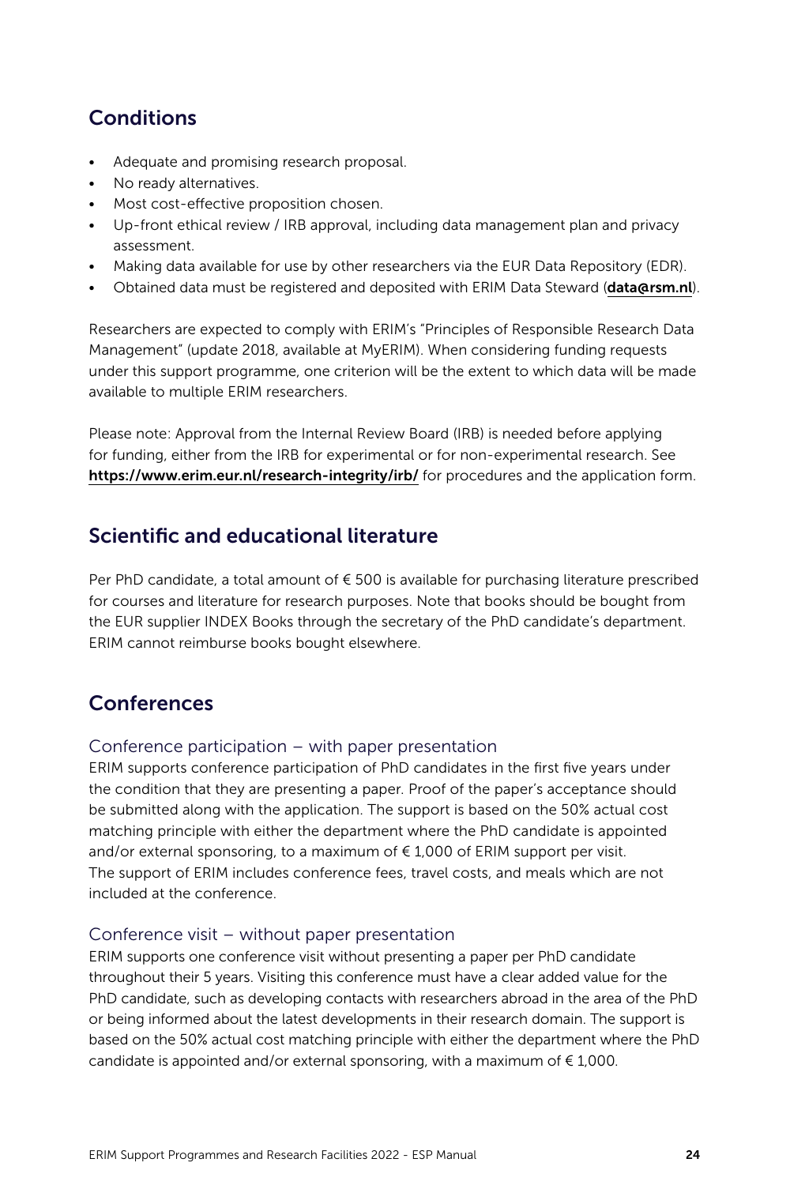## Conditions

- Adequate and promising research proposal.
- No ready alternatives.
- Most cost-effective proposition chosen.
- Up-front ethical review / IRB approval, including data management plan and privacy assessment.
- Making data available for use by other researchers via the EUR Data Repository (EDR).
- Obtained data must be registered and deposited with ERIM Data Steward (**data@rsm.nl**).

Researchers are expected to comply with ERIM's "Principles of Responsible Research Data Management" (update 2018, available at MyERIM). When considering funding requests under this support programme, one criterion will be the extent to which data will be made available to multiple ERIM researchers.

Please note: Approval from the Internal Review Board (IRB) is needed before applying for funding, either from the IRB for experimental or for non-experimental research. See **https://www.erim.eur.nl/research-integrity/irb/** for procedures and the application form.

## Scientific and educational literature

Per PhD candidate, a total amount of € 500 is available for purchasing literature prescribed for courses and literature for research purposes. Note that books should be bought from the EUR supplier INDEX Books through the secretary of the PhD candidate's department. ERIM cannot reimburse books bought elsewhere.

## Conferences

### Conference participation – with paper presentation

ERIM supports conference participation of PhD candidates in the first five years under the condition that they are presenting a paper. Proof of the paper's acceptance should be submitted along with the application. The support is based on the 50% actual cost matching principle with either the department where the PhD candidate is appointed and/or external sponsoring, to a maximum of € 1,000 of ERIM support per visit. The support of ERIM includes conference fees, travel costs, and meals which are not included at the conference.

### Conference visit – without paper presentation

ERIM supports one conference visit without presenting a paper per PhD candidate throughout their 5 years. Visiting this conference must have a clear added value for the PhD candidate, such as developing contacts with researchers abroad in the area of the PhD or being informed about the latest developments in their research domain. The support is based on the 50% actual cost matching principle with either the department where the PhD candidate is appointed and/or external sponsoring, with a maximum of € 1,000.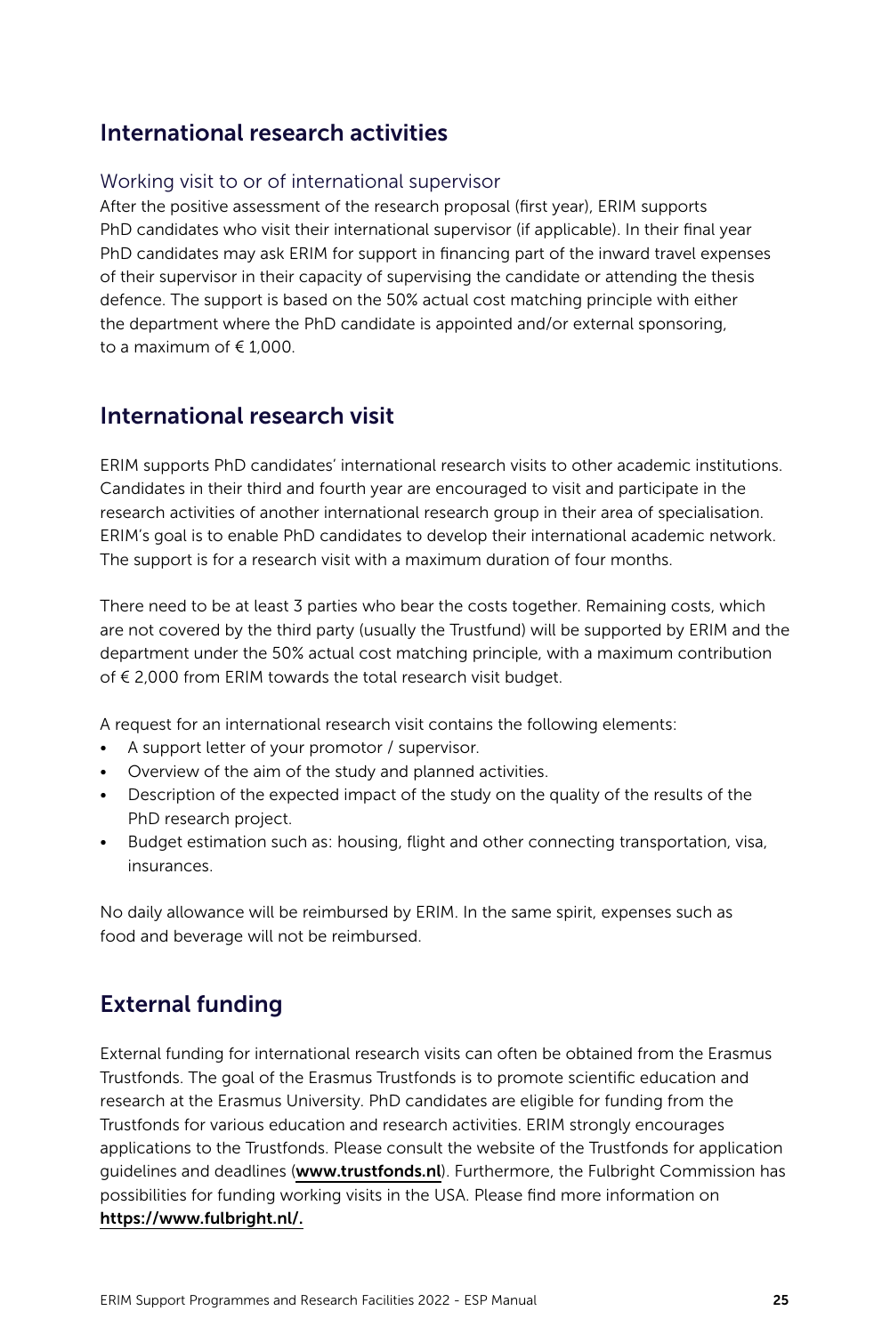## International research activities

### Working visit to or of international supervisor

After the positive assessment of the research proposal (first year), ERIM supports PhD candidates who visit their international supervisor (if applicable). In their final year PhD candidates may ask ERIM for support in financing part of the inward travel expenses of their supervisor in their capacity of supervising the candidate or attending the thesis defence. The support is based on the 50% actual cost matching principle with either the department where the PhD candidate is appointed and/or external sponsoring, to a maximum of € 1,000.

## International research visit

ERIM supports PhD candidates' international research visits to other academic institutions. Candidates in their third and fourth year are encouraged to visit and participate in the research activities of another international research group in their area of specialisation. ERIM's goal is to enable PhD candidates to develop their international academic network. The support is for a research visit with a maximum duration of four months.

There need to be at least 3 parties who bear the costs together. Remaining costs, which are not covered by the third party (usually the Trustfund) will be supported by ERIM and the department under the 50% actual cost matching principle, with a maximum contribution of € 2,000 from ERIM towards the total research visit budget.

A request for an international research visit contains the following elements:

- A support letter of your promotor / supervisor.
- Overview of the aim of the study and planned activities.
- Description of the expected impact of the study on the quality of the results of the PhD research project.
- Budget estimation such as: housing, flight and other connecting transportation, visa, insurances.

No daily allowance will be reimbursed by ERIM. In the same spirit, expenses such as food and beverage will not be reimbursed.

## External funding

External funding for international research visits can often be obtained from the Erasmus Trustfonds. The goal of the Erasmus Trustfonds is to promote scientific education and research at the Erasmus University. PhD candidates are eligible for funding from the Trustfonds for various education and research activities. ERIM strongly encourages applications to the Trustfonds. Please consult the website of the Trustfonds for application guidelines and deadlines (**www.trustfonds.nl**). Furthermore, the Fulbright Commission has possibilities for funding working visits in the USA. Please find more information on **https://www.fulbright.nl/.**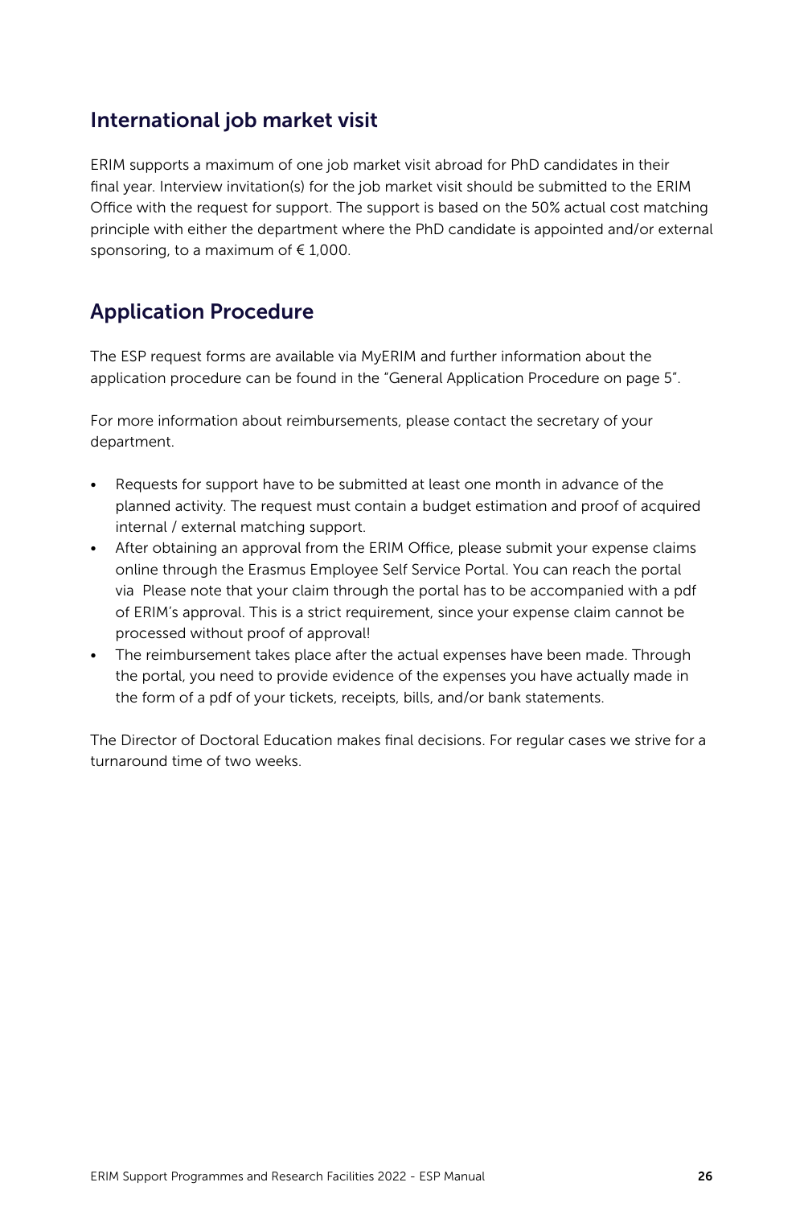## International job market visit

ERIM supports a maximum of one job market visit abroad for PhD candidates in their final year. Interview invitation(s) for the job market visit should be submitted to the ERIM Office with the request for support. The support is based on the 50% actual cost matching principle with either the department where the PhD candidate is appointed and/or external sponsoring, to a maximum of € 1,000.

## Application Procedure

The ESP request forms are available via MyERIM and further information about the application procedure can be found in the "General Application Procedure on page 5".

For more information about reimbursements, please contact the secretary of your department.

- Requests for support have to be submitted at least one month in advance of the planned activity. The request must contain a budget estimation and proof of acquired internal / external matching support.
- After obtaining an approval from the ERIM Office, please submit your expense claims online through the Erasmus Employee Self Service Portal. You can reach the portal via Please note that your claim through the portal has to be accompanied with a pdf of ERIM's approval. This is a strict requirement, since your expense claim cannot be processed without proof of approval!
- The reimbursement takes place after the actual expenses have been made. Through the portal, you need to provide evidence of the expenses you have actually made in the form of a pdf of your tickets, receipts, bills, and/or bank statements.

The Director of Doctoral Education makes final decisions. For regular cases we strive for a turnaround time of two weeks.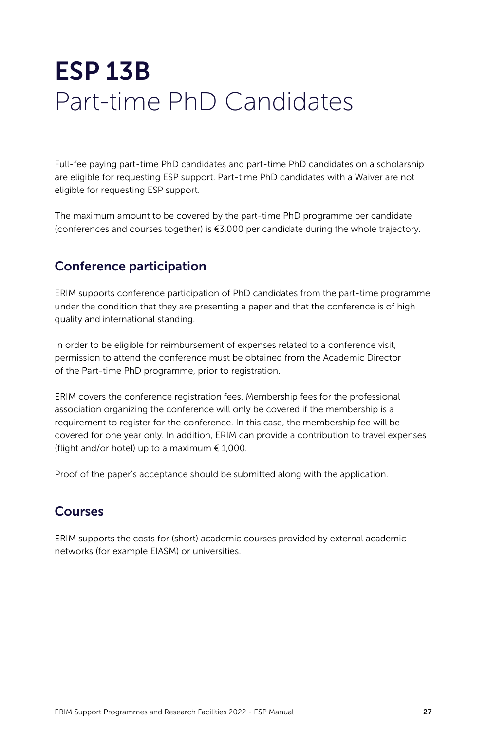# ESP 13B
Part-time PhD Candidates

Full-fee paying part-time PhD candidates and part-time PhD candidates on a scholarship are eligible for requesting ESP support. Part-time PhD candidates with a Waiver are not eligible for requesting ESP support.

The maximum amount to be covered by the part-time PhD programme per candidate (conferences and courses together) is €3,000 per candidate during the whole trajectory.

## Conference participation

ERIM supports conference participation of PhD candidates from the part-time programme under the condition that they are presenting a paper and that the conference is of high quality and international standing.

In order to be eligible for reimbursement of expenses related to a conference visit, permission to attend the conference must be obtained from the Academic Director of the Part-time PhD programme, prior to registration.

ERIM covers the conference registration fees. Membership fees for the professional association organizing the conference will only be covered if the membership is a requirement to register for the conference. In this case, the membership fee will be covered for one year only. In addition, ERIM can provide a contribution to travel expenses (flight and/or hotel) up to a maximum € 1,000.

Proof of the paper's acceptance should be submitted along with the application.

## Courses

ERIM supports the costs for (short) academic courses provided by external academic networks (for example EIASM) or universities.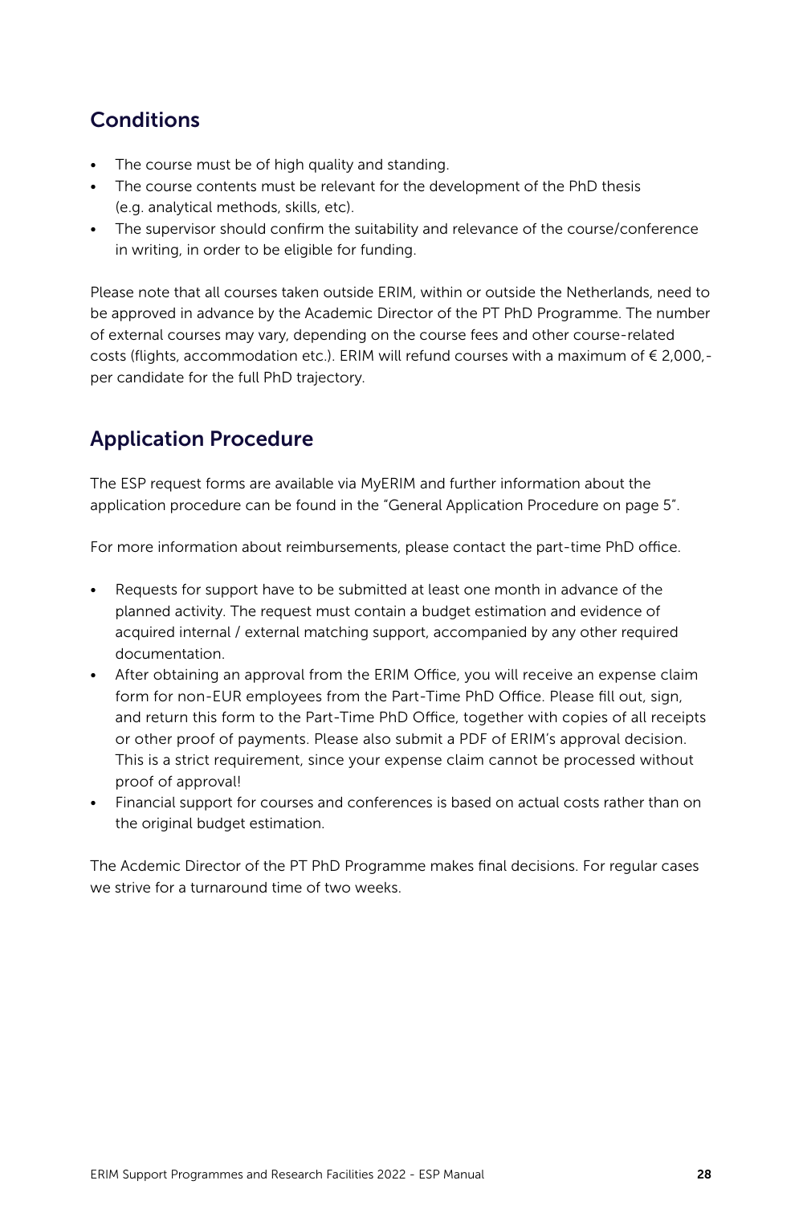## Conditions

- The course must be of high quality and standing.
- The course contents must be relevant for the development of the PhD thesis (e.g. analytical methods, skills, etc).
- The supervisor should confirm the suitability and relevance of the course/conference in writing, in order to be eligible for funding.

Please note that all courses taken outside ERIM, within or outside the Netherlands, need to be approved in advance by the Academic Director of the PT PhD Programme. The number of external courses may vary, depending on the course fees and other course-related costs (flights, accommodation etc.). ERIM will refund courses with a maximum of € 2,000,- per candidate for the full PhD trajectory.

## Application Procedure

The ESP request forms are available via MyERIM and further information about the application procedure can be found in the "General Application Procedure on page 5".

For more information about reimbursements, please contact the part-time PhD office.

- Requests for support have to be submitted at least one month in advance of the planned activity. The request must contain a budget estimation and evidence of acquired internal / external matching support, accompanied by any other required documentation.
- After obtaining an approval from the ERIM Office, you will receive an expense claim form for non-EUR employees from the Part-Time PhD Office. Please fill out, sign, and return this form to the Part-Time PhD Office, together with copies of all receipts or other proof of payments. Please also submit a PDF of ERIM's approval decision. This is a strict requirement, since your expense claim cannot be processed without proof of approval!
- Financial support for courses and conferences is based on actual costs rather than on the original budget estimation.

The Acdemic Director of the PT PhD Programme makes final decisions. For regular cases we strive for a turnaround time of two weeks.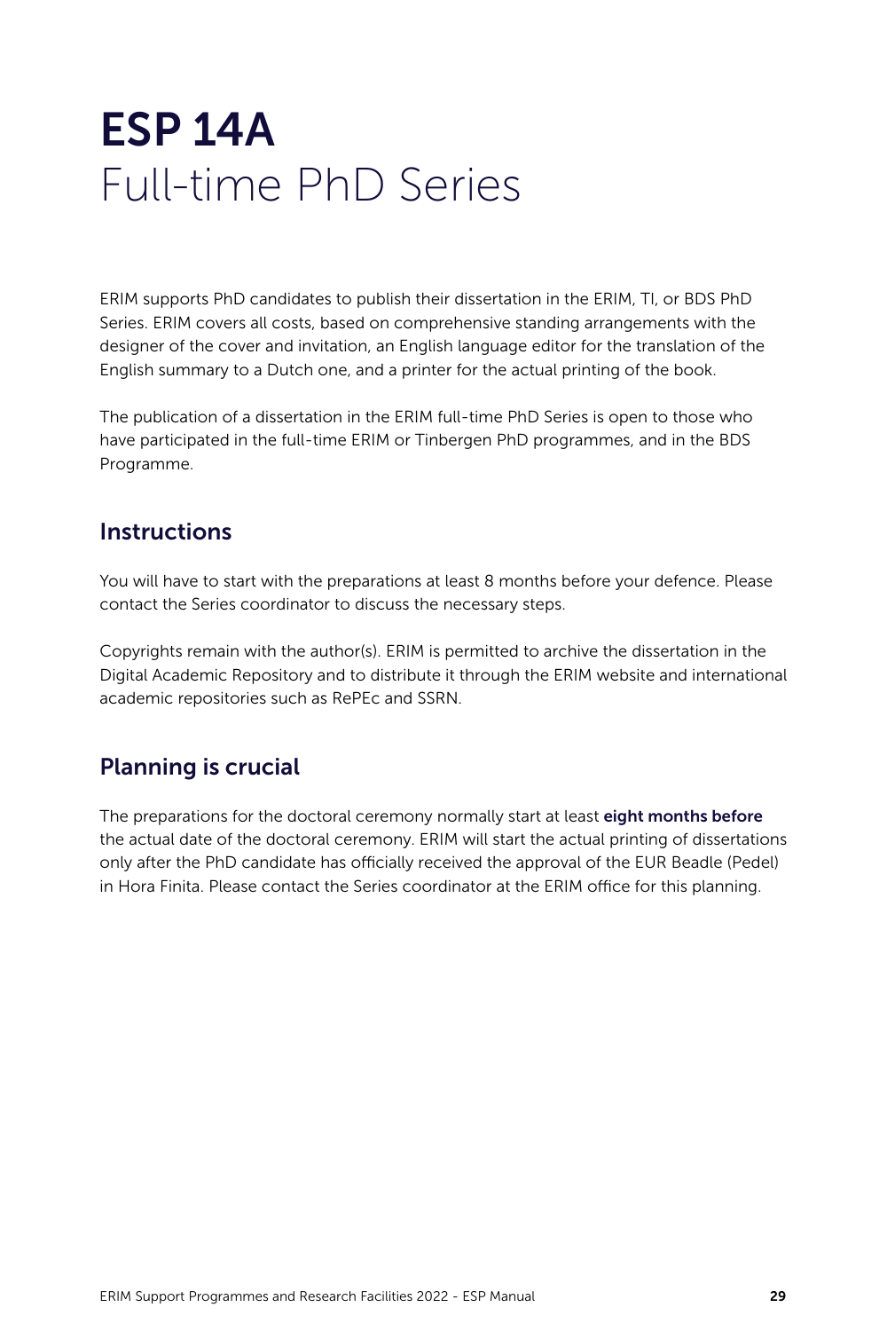# ESP 14A
Full-time PhD Series

ERIM supports PhD candidates to publish their dissertation in the ERIM, TI, or BDS PhD Series. ERIM covers all costs, based on comprehensive standing arrangements with the designer of the cover and invitation, an English language editor for the translation of the English summary to a Dutch one, and a printer for the actual printing of the book.

The publication of a dissertation in the ERIM full-time PhD Series is open to those who have participated in the full-time ERIM or Tinbergen PhD programmes, and in the BDS Programme.

## Instructions

You will have to start with the preparations at least 8 months before your defence. Please contact the Series coordinator to discuss the necessary steps.

Copyrights remain with the author(s). ERIM is permitted to archive the dissertation in the Digital Academic Repository and to distribute it through the ERIM website and international academic repositories such as RePEc and SSRN.

## Planning is crucial

The preparations for the doctoral ceremony normally start at least **eight months before** the actual date of the doctoral ceremony. ERIM will start the actual printing of dissertations only after the PhD candidate has officially received the approval of the EUR Beadle (Pedel) in Hora Finita. Please contact the Series coordinator at the ERIM office for this planning.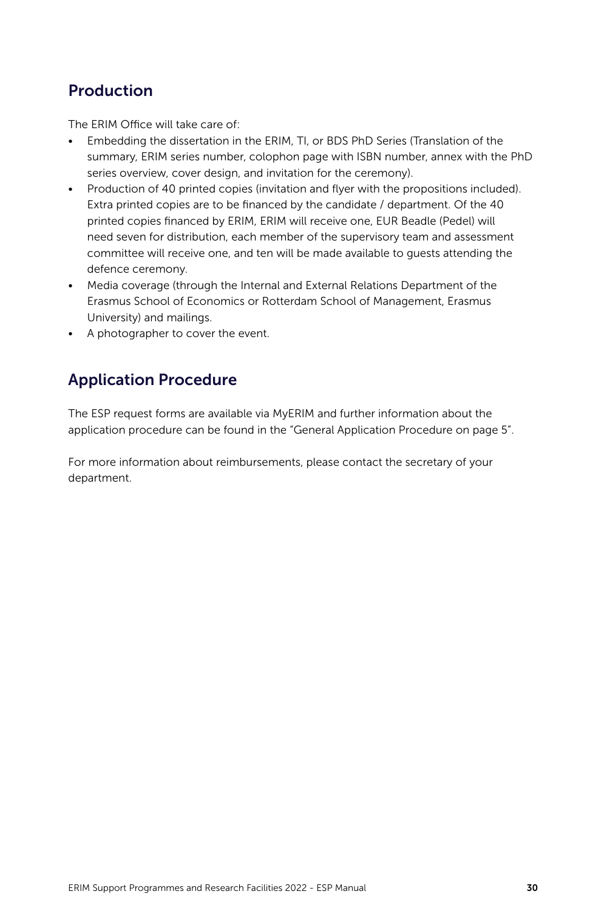## Production

The ERIM Office will take care of:

- Embedding the dissertation in the ERIM, TI, or BDS PhD Series (Translation of the summary, ERIM series number, colophon page with ISBN number, annex with the PhD series overview, cover design, and invitation for the ceremony).
- Production of 40 printed copies (invitation and flyer with the propositions included). Extra printed copies are to be financed by the candidate / department. Of the 40 printed copies financed by ERIM, ERIM will receive one, EUR Beadle (Pedel) will need seven for distribution, each member of the supervisory team and assessment committee will receive one, and ten will be made available to guests attending the defence ceremony.
- Media coverage (through the Internal and External Relations Department of the Erasmus School of Economics or Rotterdam School of Management, Erasmus University) and mailings.
- A photographer to cover the event.

## Application Procedure

The ESP request forms are available via MyERIM and further information about the application procedure can be found in the "General Application Procedure on page 5".

For more information about reimbursements, please contact the secretary of your department.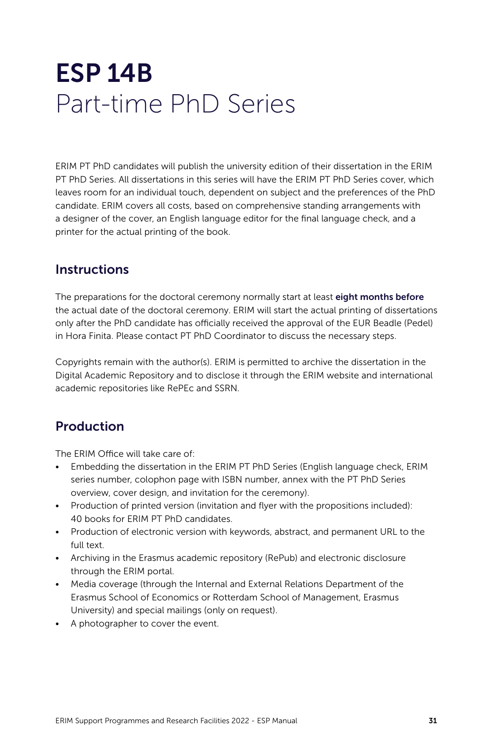# ESP 14B
Part-time PhD Series

ERIM PT PhD candidates will publish the university edition of their dissertation in the ERIM PT PhD Series. All dissertations in this series will have the ERIM PT PhD Series cover, which leaves room for an individual touch, dependent on subject and the preferences of the PhD candidate. ERIM covers all costs, based on comprehensive standing arrangements with a designer of the cover, an English language editor for the final language check, and a printer for the actual printing of the book.

## Instructions

The preparations for the doctoral ceremony normally start at least **eight months before** the actual date of the doctoral ceremony. ERIM will start the actual printing of dissertations only after the PhD candidate has officially received the approval of the EUR Beadle (Pedel) in Hora Finita. Please contact PT PhD Coordinator to discuss the necessary steps.

Copyrights remain with the author(s). ERIM is permitted to archive the dissertation in the Digital Academic Repository and to disclose it through the ERIM website and international academic repositories like RePEc and SSRN.

## Production

The ERIM Office will take care of:

- Embedding the dissertation in the ERIM PT PhD Series (English language check, ERIM series number, colophon page with ISBN number, annex with the PT PhD Series overview, cover design, and invitation for the ceremony).
- Production of printed version (invitation and flyer with the propositions included): 40 books for ERIM PT PhD candidates.
- Production of electronic version with keywords, abstract, and permanent URL to the full text.
- Archiving in the Erasmus academic repository (RePub) and electronic disclosure through the ERIM portal.
- Media coverage (through the Internal and External Relations Department of the Erasmus School of Economics or Rotterdam School of Management, Erasmus University) and special mailings (only on request).
- A photographer to cover the event.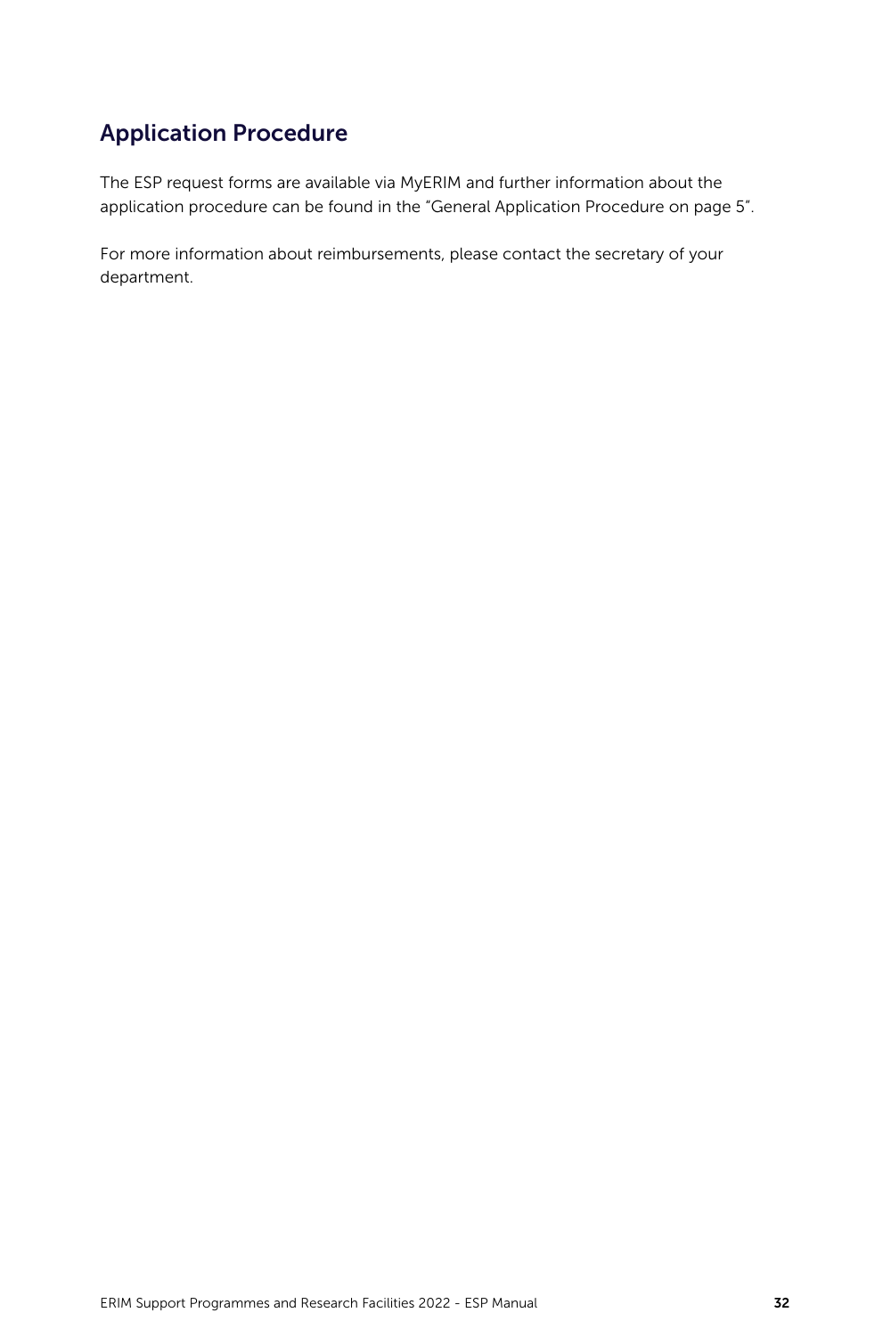## Application Procedure

The ESP request forms are available via MyERIM and further information about the application procedure can be found in the "General Application Procedure on page 5".

For more information about reimbursements, please contact the secretary of your department.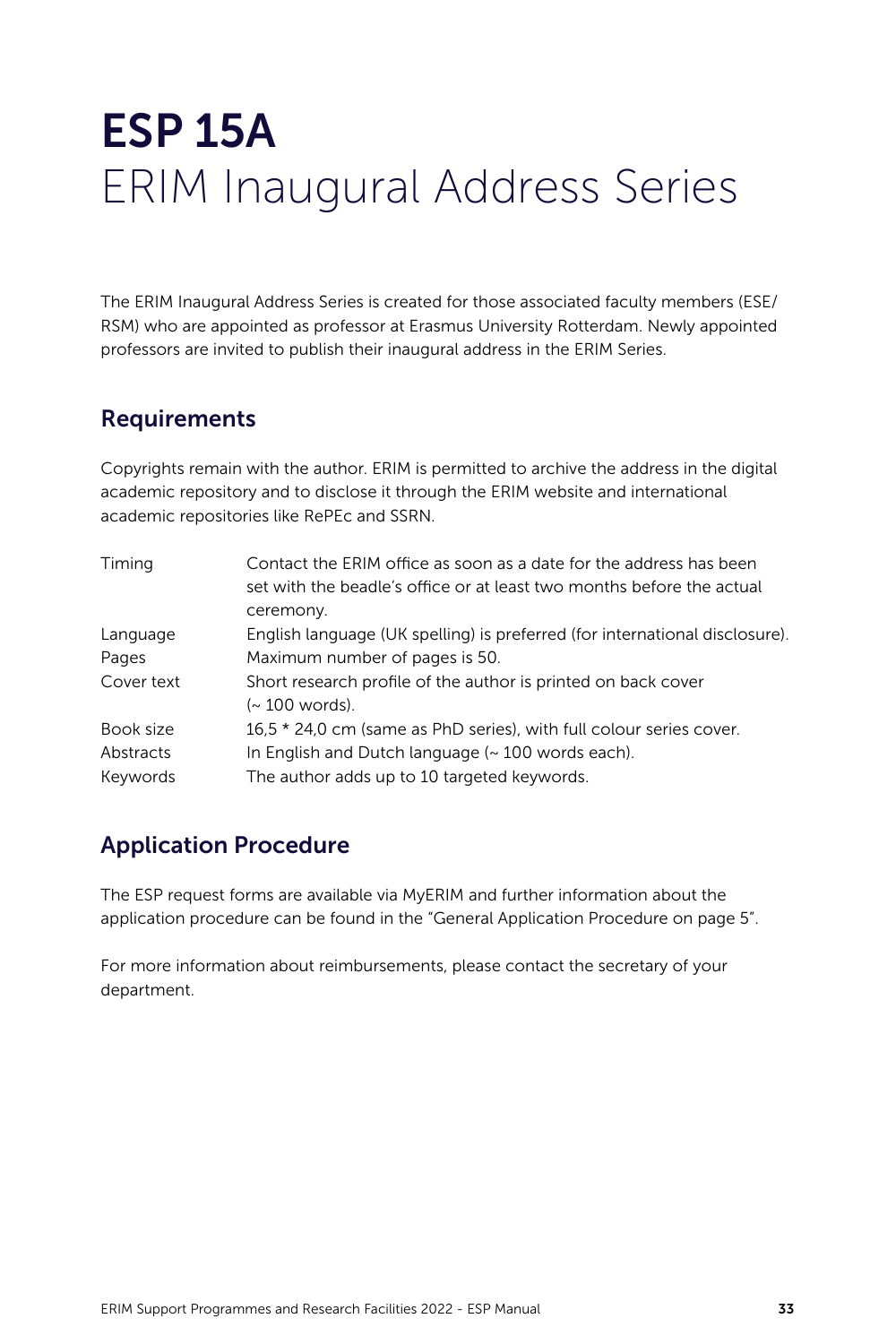# ESP 15A ERIM Inaugural Address Series

The ERIM Inaugural Address Series is created for those associated faculty members (ESE/RSM) who are appointed as professor at Erasmus University Rotterdam. Newly appointed professors are invited to publish their inaugural address in the ERIM Series.

## Requirements

Copyrights remain with the author. ERIM is permitted to archive the address in the digital academic repository and to disclose it through the ERIM website and international academic repositories like RePEc and SSRN.

| | |
|---|---|
| Timing | Contact the ERIM office as soon as a date for the address has been set with the beadle's office or at least two months before the actual ceremony. |
| Language | English language (UK spelling) is preferred (for international disclosure). |
| Pages | Maximum number of pages is 50. |
| Cover text | Short research profile of the author is printed on back cover (~ 100 words). |
| Book size | 16,5 * 24,0 cm (same as PhD series), with full colour series cover. |
| Abstracts | In English and Dutch language (~ 100 words each). |
| Keywords | The author adds up to 10 targeted keywords. |

## Application Procedure

The ESP request forms are available via MyERIM and further information about the application procedure can be found in the "General Application Procedure on page 5".

For more information about reimbursements, please contact the secretary of your department.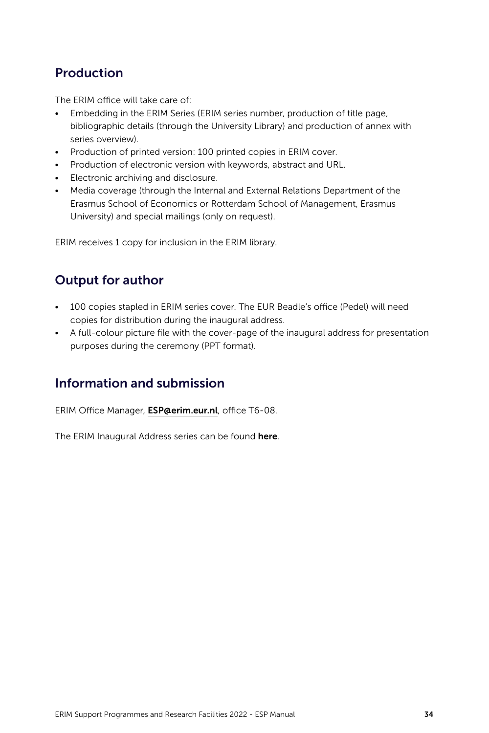## Production

The ERIM office will take care of:

- Embedding in the ERIM Series (ERIM series number, production of title page, bibliographic details (through the University Library) and production of annex with series overview).
- Production of printed version: 100 printed copies in ERIM cover.
- Production of electronic version with keywords, abstract and URL.
- Electronic archiving and disclosure.
- Media coverage (through the Internal and External Relations Department of the Erasmus School of Economics or Rotterdam School of Management, Erasmus University) and special mailings (only on request).

ERIM receives 1 copy for inclusion in the ERIM library.

## Output for author

- 100 copies stapled in ERIM series cover. The EUR Beadle's office (Pedel) will need copies for distribution during the inaugural address.
- A full-colour picture file with the cover-page of the inaugural address for presentation purposes during the ceremony (PPT format).

## Information and submission

ERIM Office Manager, **ESP@erim.eur.nl**, office T6-08.

The ERIM Inaugural Address series can be found **here**.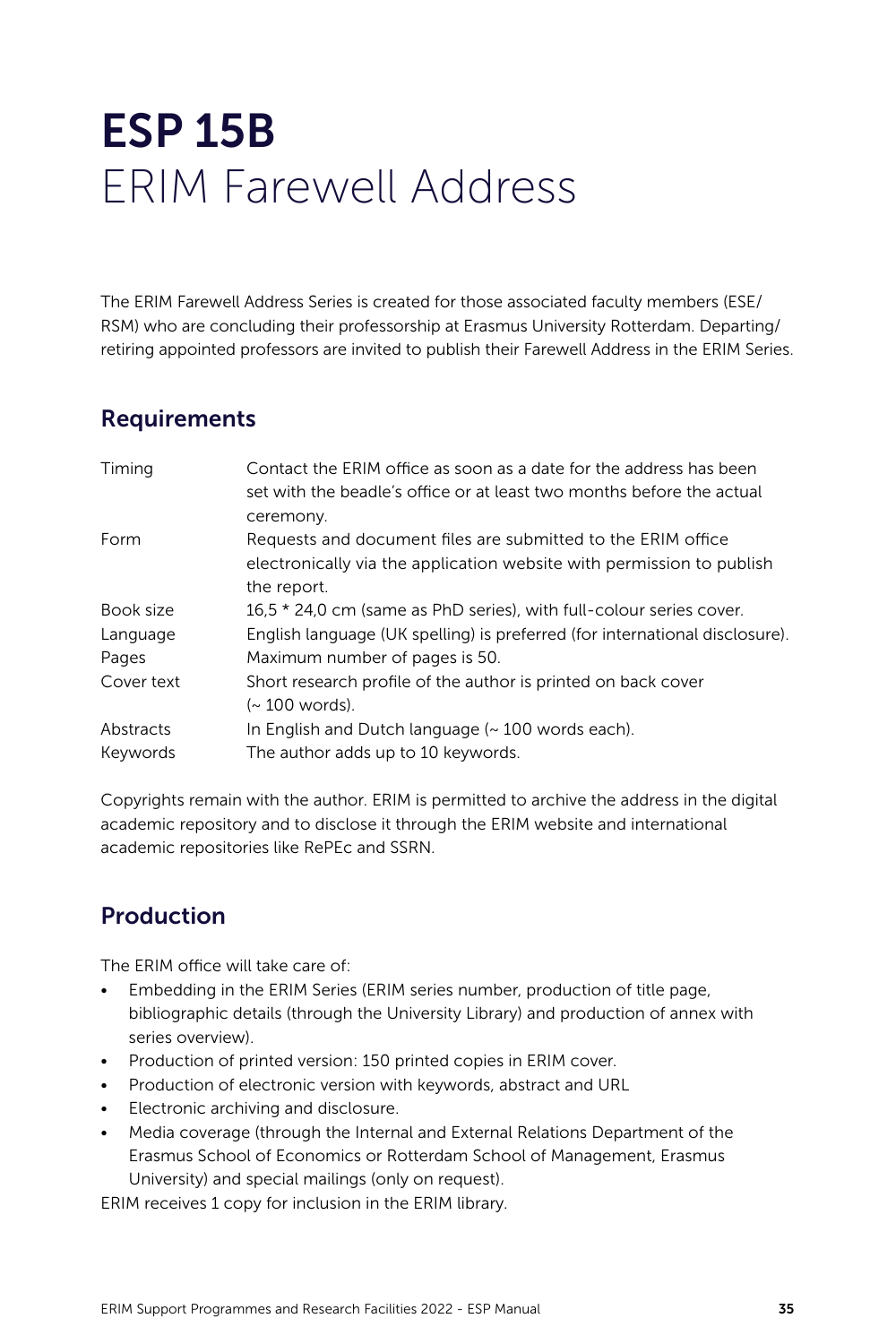# ESP 15B
# ERIM Farewell Address

The ERIM Farewell Address Series is created for those associated faculty members (ESE/RSM) who are concluding their professorship at Erasmus University Rotterdam. Departing/retiring appointed professors are invited to publish their Farewell Address in the ERIM Series.

## Requirements

| | |
|---|---|
| Timing | Contact the ERIM office as soon as a date for the address has been set with the beadle's office or at least two months before the actual ceremony. |
| Form | Requests and document files are submitted to the ERIM office electronically via the application website with permission to publish the report. |
| Book size | 16,5 * 24,0 cm (same as PhD series), with full-colour series cover. |
| Language | English language (UK spelling) is preferred (for international disclosure). |
| Pages | Maximum number of pages is 50. |
| Cover text | Short research profile of the author is printed on back cover (~ 100 words). |
| Abstracts | In English and Dutch language (~ 100 words each). |
| Keywords | The author adds up to 10 keywords. |

Copyrights remain with the author. ERIM is permitted to archive the address in the digital academic repository and to disclose it through the ERIM website and international academic repositories like RePEc and SSRN.

## Production

The ERIM office will take care of:

- Embedding in the ERIM Series (ERIM series number, production of title page, bibliographic details (through the University Library) and production of annex with series overview).
- Production of printed version: 150 printed copies in ERIM cover.
- Production of electronic version with keywords, abstract and URL
- Electronic archiving and disclosure.
- Media coverage (through the Internal and External Relations Department of the Erasmus School of Economics or Rotterdam School of Management, Erasmus University) and special mailings (only on request).

ERIM receives 1 copy for inclusion in the ERIM library.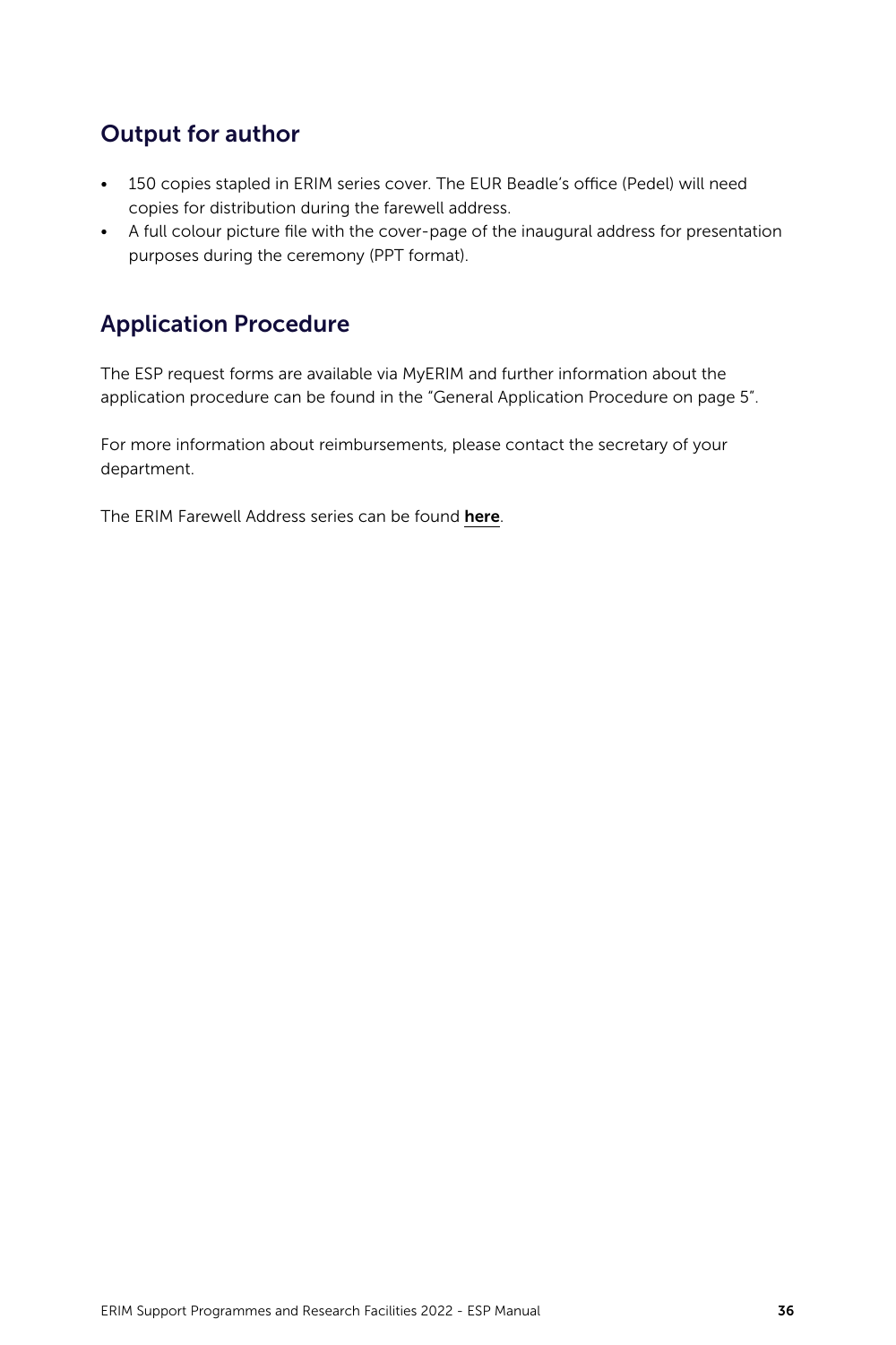## Output for author

- 150 copies stapled in ERIM series cover. The EUR Beadle's office (Pedel) will need copies for distribution during the farewell address.
- A full colour picture file with the cover-page of the inaugural address for presentation purposes during the ceremony (PPT format).

## Application Procedure

The ESP request forms are available via MyERIM and further information about the application procedure can be found in the "General Application Procedure on page 5".

For more information about reimbursements, please contact the secretary of your department.

The ERIM Farewell Address series can be found **here**.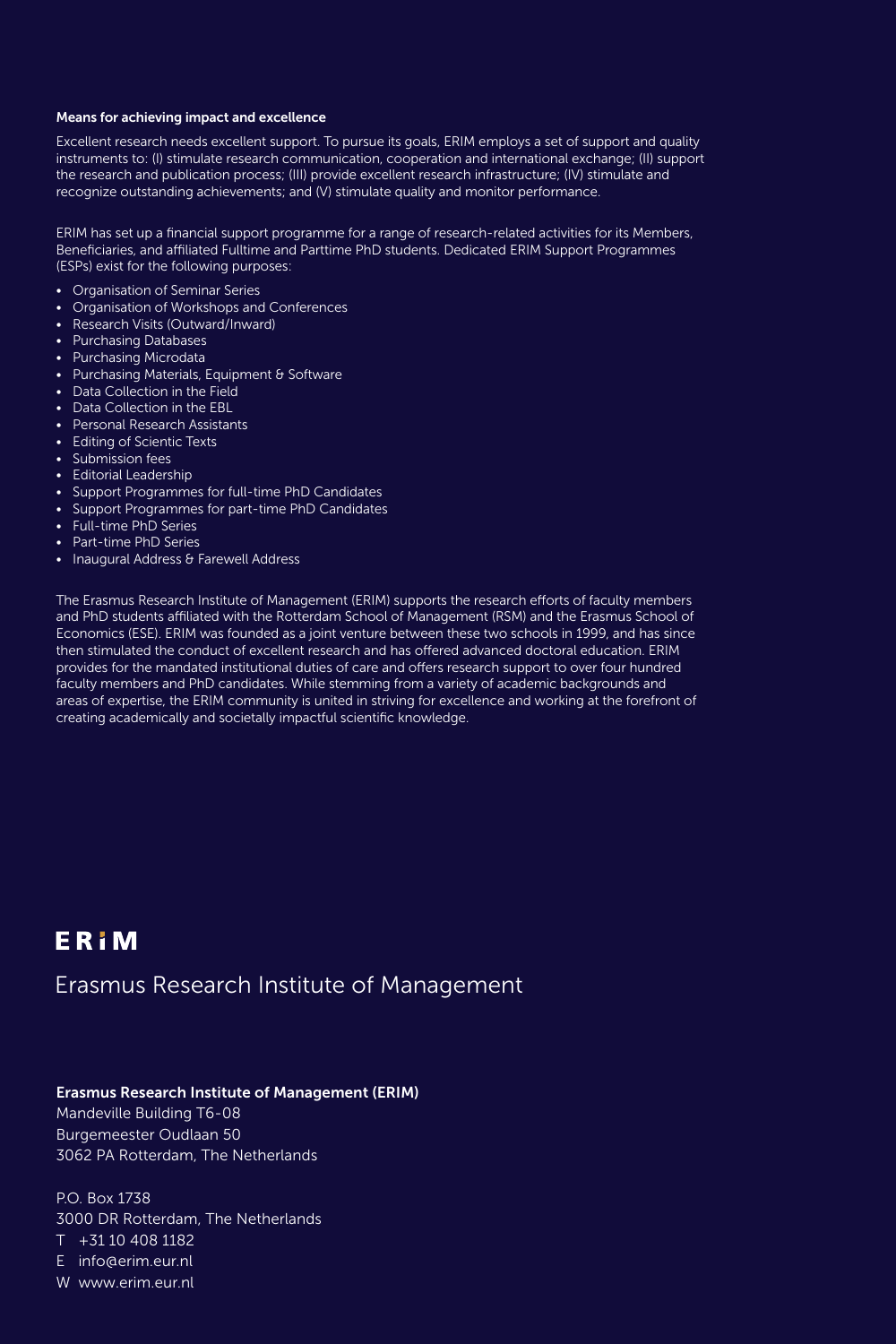**Means for achieving impact and excellence**

Excellent research needs excellent support. To pursue its goals, ERIM employs a set of support and quality instruments to: (I) stimulate research communication, cooperation and international exchange; (II) support the research and publication process; (III) provide excellent research infrastructure; (IV) stimulate and recognize outstanding achievements; and (V) stimulate quality and monitor performance.

ERIM has set up a financial support programme for a range of research-related activities for its Members, Beneficiaries, and affiliated Fulltime and Parttime PhD students. Dedicated ERIM Support Programmes (ESPs) exist for the following purposes:

- Organisation of Seminar Series
- Organisation of Workshops and Conferences
- Research Visits (Outward/Inward)
- Purchasing Databases
- Purchasing Microdata
- Purchasing Materials, Equipment & Software
- Data Collection in the Field
- Data Collection in the EBL
- Personal Research Assistants
- Editing of Scientic Texts
- Submission fees
- Editorial Leadership
- Support Programmes for full-time PhD Candidates
- Support Programmes for part-time PhD Candidates
- Full-time PhD Series
- Part-time PhD Series
- Inaugural Address & Farewell Address

The Erasmus Research Institute of Management (ERIM) supports the research efforts of faculty members and PhD students affiliated with the Rotterdam School of Management (RSM) and the Erasmus School of Economics (ESE). ERIM was founded as a joint venture between these two schools in 1999, and has since then stimulated the conduct of excellent research and has offered advanced doctoral education. ERIM provides for the mandated institutional duties of care and offers research support to over four hundred faculty members and PhD candidates. While stemming from a variety of academic backgrounds and areas of expertise, the ERIM community is united in striving for excellence and working at the forefront of creating academically and societally impactful scientific knowledge.

ERiM

Erasmus Research Institute of Management

**Erasmus Research Institute of Management (ERIM)**
Mandeville Building T6-08
Burgemeester Oudlaan 50
3062 PA Rotterdam, The Netherlands

P.O. Box 1738
3000 DR Rotterdam, The Netherlands
T +31 10 408 1182
E info@erim.eur.nl
W www.erim.eur.nl